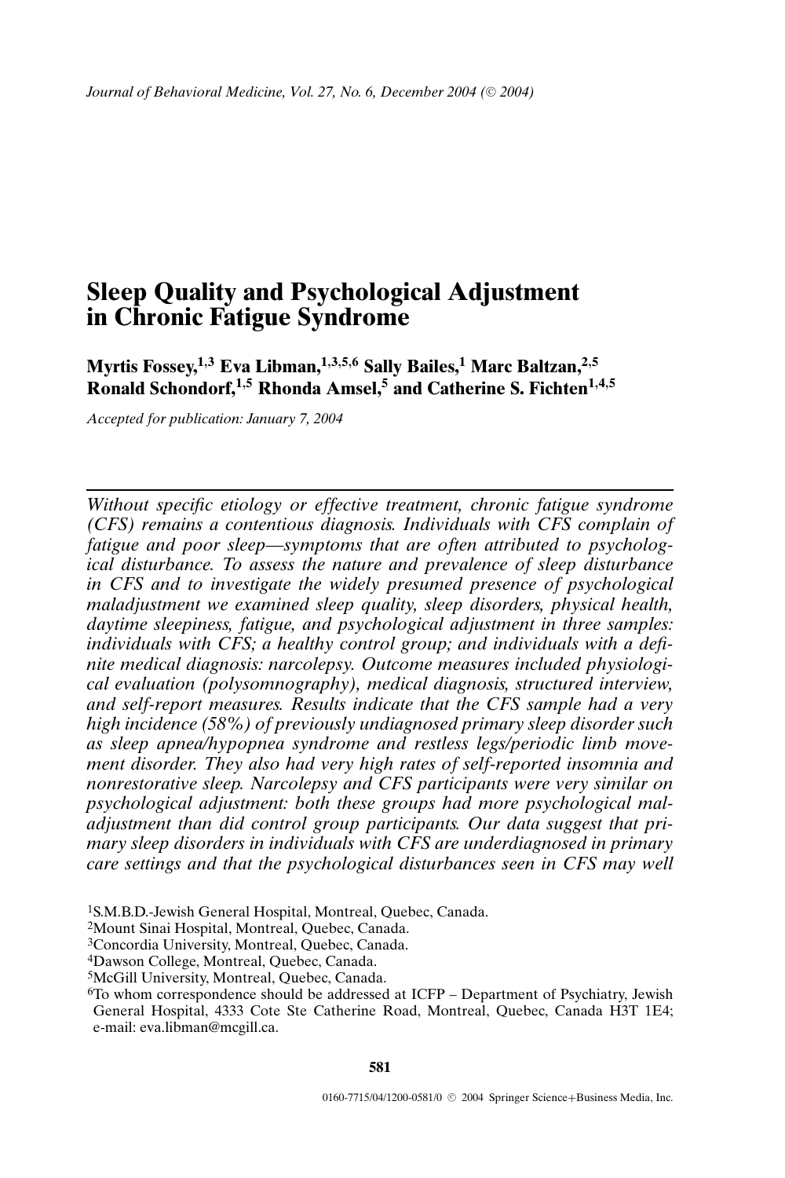# Sleep Quality and Psychological Adjustment in Chronic Fatigue Syndrome

**Myrtis Fossey,[1,3] Eva Libman,[1,3,5,6] Sally Bailes,[1] Marc Baltzan,[2,5] Ronald Schondorf,[1,5] Rhonda Amsel,[5] and Catherine S. Fichten[1,4,5]**

*Accepted for publication: January 7, 2004*

---

*Without specific etiology or effective treatment, chronic fatigue syndrome (CFS) remains a contentious diagnosis. Individuals with CFS complain of fatigue and poor sleep—symptoms that are often attributed to psychological disturbance. To assess the nature and prevalence of sleep disturbance in CFS and to investigate the widely presumed presence of psychological maladjustment we examined sleep quality, sleep disorders, physical health, daytime sleepiness, fatigue, and psychological adjustment in three samples: individuals with CFS; a healthy control group; and individuals with a definite medical diagnosis: narcolepsy. Outcome measures included physiological evaluation (polysomnography), medical diagnosis, structured interview, and self-report measures. Results indicate that the CFS sample had a very high incidence (58%) of previously undiagnosed primary sleep disorder such as sleep apnea/hypopnea syndrome and restless legs/periodic limb movement disorder. They also had very high rates of self-reported insomnia and nonrestorative sleep. Narcolepsy and CFS participants were very similar on psychological adjustment: both these groups had more psychological maladjustment than did control group participants. Our data suggest that primary sleep disorders in individuals with CFS are underdiagnosed in primary care settings and that the psychological disturbances seen in CFS may well*

[1]S.M.B.D.-Jewish General Hospital, Montreal, Quebec, Canada.
[2]Mount Sinai Hospital, Montreal, Quebec, Canada.
[3]Concordia University, Montreal, Quebec, Canada.
[4]Dawson College, Montreal, Quebec, Canada.
[5]McGill University, Montreal, Quebec, Canada.
[6]To whom correspondence should be addressed at ICFP – Department of Psychiatry, Jewish General Hospital, 4333 Cote Ste Catherine Road, Montreal, Quebec, Canada H3T 1E4; e-mail: eva.libman@mcgill.ca.

0160-7715/04/1200-0581/0 © 2004 Springer Science+Business Media, Inc.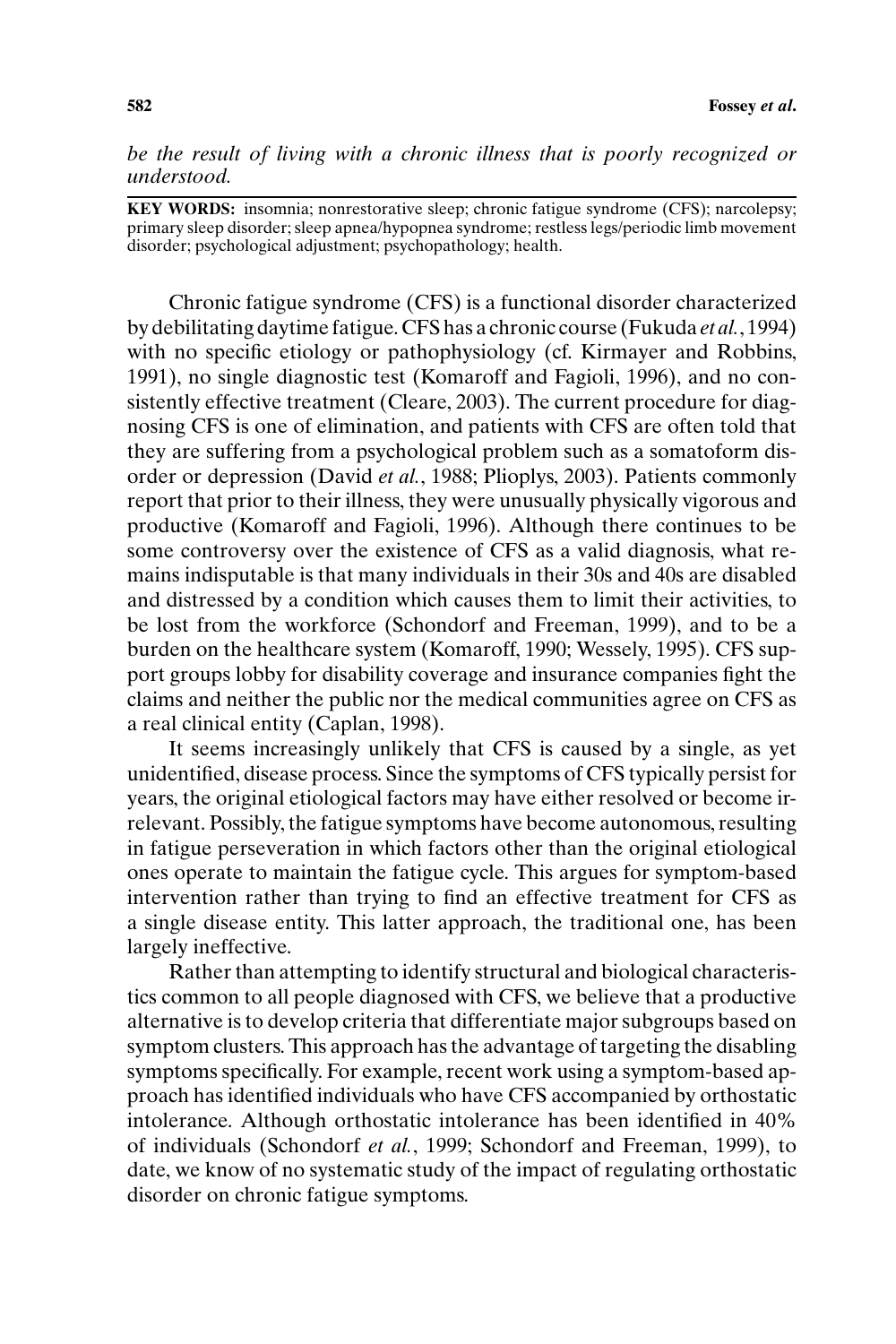*be the result of living with a chronic illness that is poorly recognized or understood.*

**KEY WORDS:** insomnia; nonrestorative sleep; chronic fatigue syndrome (CFS); narcolepsy; primary sleep disorder; sleep apnea/hypopnea syndrome; restless legs/periodic limb movement disorder; psychological adjustment; psychopathology; health.

Chronic fatigue syndrome (CFS) is a functional disorder characterized by debilitating daytime fatigue. CFS has a chronic course (Fukuda *et al.*, 1994) with no specific etiology or pathophysiology (cf. Kirmayer and Robbins, 1991), no single diagnostic test (Komaroff and Fagioli, 1996), and no consistently effective treatment (Cleare, 2003). The current procedure for diagnosing CFS is one of elimination, and patients with CFS are often told that they are suffering from a psychological problem such as a somatoform disorder or depression (David *et al.*, 1988; Plioplys, 2003). Patients commonly report that prior to their illness, they were unusually physically vigorous and productive (Komaroff and Fagioli, 1996). Although there continues to be some controversy over the existence of CFS as a valid diagnosis, what remains indisputable is that many individuals in their 30s and 40s are disabled and distressed by a condition which causes them to limit their activities, to be lost from the workforce (Schondorf and Freeman, 1999), and to be a burden on the healthcare system (Komaroff, 1990; Wessely, 1995). CFS support groups lobby for disability coverage and insurance companies fight the claims and neither the public nor the medical communities agree on CFS as a real clinical entity (Caplan, 1998).

It seems increasingly unlikely that CFS is caused by a single, as yet unidentified, disease process. Since the symptoms of CFS typically persist for years, the original etiological factors may have either resolved or become irrelevant. Possibly, the fatigue symptoms have become autonomous, resulting in fatigue perseveration in which factors other than the original etiological ones operate to maintain the fatigue cycle. This argues for symptom-based intervention rather than trying to find an effective treatment for CFS as a single disease entity. This latter approach, the traditional one, has been largely ineffective.

Rather than attempting to identify structural and biological characteristics common to all people diagnosed with CFS, we believe that a productive alternative is to develop criteria that differentiate major subgroups based on symptom clusters. This approach has the advantage of targeting the disabling symptoms specifically. For example, recent work using a symptom-based approach has identified individuals who have CFS accompanied by orthostatic intolerance. Although orthostatic intolerance has been identified in 40% of individuals (Schondorf *et al.*, 1999; Schondorf and Freeman, 1999), to date, we know of no systematic study of the impact of regulating orthostatic disorder on chronic fatigue symptoms.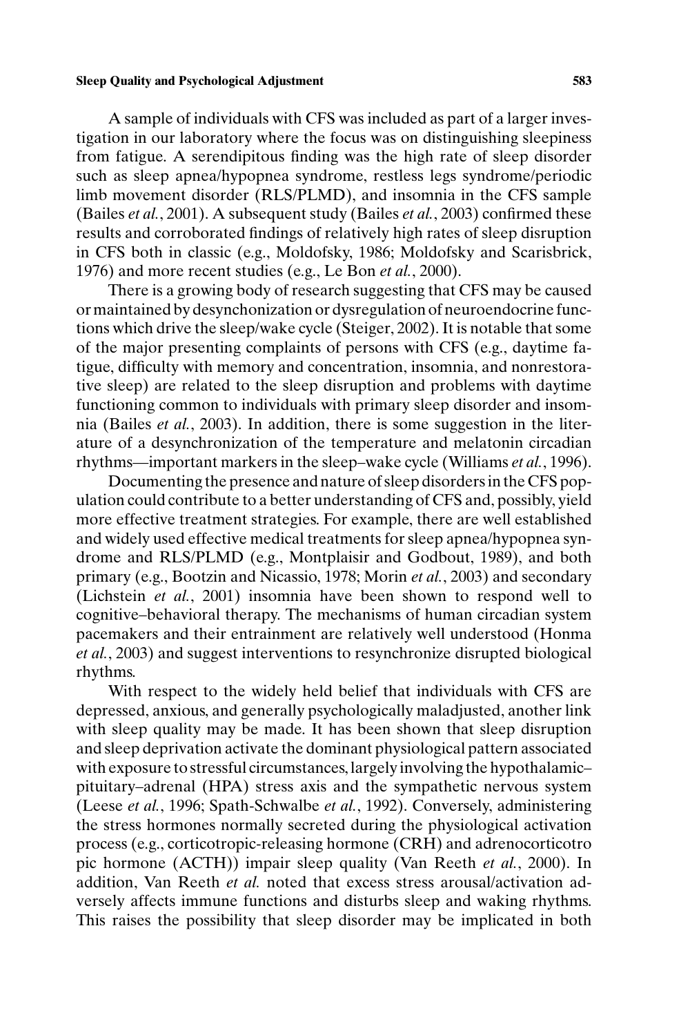A sample of individuals with CFS was included as part of a larger investigation in our laboratory where the focus was on distinguishing sleepiness from fatigue. A serendipitous finding was the high rate of sleep disorder such as sleep apnea/hypopnea syndrome, restless legs syndrome/periodic limb movement disorder (RLS/PLMD), and insomnia in the CFS sample (Bailes *et al.*, 2001). A subsequent study (Bailes *et al.*, 2003) confirmed these results and corroborated findings of relatively high rates of sleep disruption in CFS both in classic (e.g., Moldofsky, 1986; Moldofsky and Scarisbrick, 1976) and more recent studies (e.g., Le Bon *et al.*, 2000).

There is a growing body of research suggesting that CFS may be caused or maintained by desynchonization or dysregulation of neuroendocrine functions which drive the sleep/wake cycle (Steiger, 2002). It is notable that some of the major presenting complaints of persons with CFS (e.g., daytime fatigue, difficulty with memory and concentration, insomnia, and nonrestorative sleep) are related to the sleep disruption and problems with daytime functioning common to individuals with primary sleep disorder and insomnia (Bailes *et al.*, 2003). In addition, there is some suggestion in the literature of a desynchronization of the temperature and melatonin circadian rhythms—important markers in the sleep–wake cycle (Williams *et al.*, 1996).

Documenting the presence and nature of sleep disorders in the CFS population could contribute to a better understanding of CFS and, possibly, yield more effective treatment strategies. For example, there are well established and widely used effective medical treatments for sleep apnea/hypopnea syndrome and RLS/PLMD (e.g., Montplaisir and Godbout, 1989), and both primary (e.g., Bootzin and Nicassio, 1978; Morin *et al.*, 2003) and secondary (Lichstein *et al.*, 2001) insomnia have been shown to respond well to cognitive–behavioral therapy. The mechanisms of human circadian system pacemakers and their entrainment are relatively well understood (Honma *et al.*, 2003) and suggest interventions to resynchronize disrupted biological rhythms.

With respect to the widely held belief that individuals with CFS are depressed, anxious, and generally psychologically maladjusted, another link with sleep quality may be made. It has been shown that sleep disruption and sleep deprivation activate the dominant physiological pattern associated with exposure to stressful circumstances, largely involving the hypothalamic–pituitary–adrenal (HPA) stress axis and the sympathetic nervous system (Leese *et al.*, 1996; Spath-Schwalbe *et al.*, 1992). Conversely, administering the stress hormones normally secreted during the physiological activation process (e.g., corticotropic-releasing hormone (CRH) and adrenocorticotro pic hormone (ACTH)) impair sleep quality (Van Reeth *et al.*, 2000). In addition, Van Reeth *et al.* noted that excess stress arousal/activation adversely affects immune functions and disturbs sleep and waking rhythms. This raises the possibility that sleep disorder may be implicated in both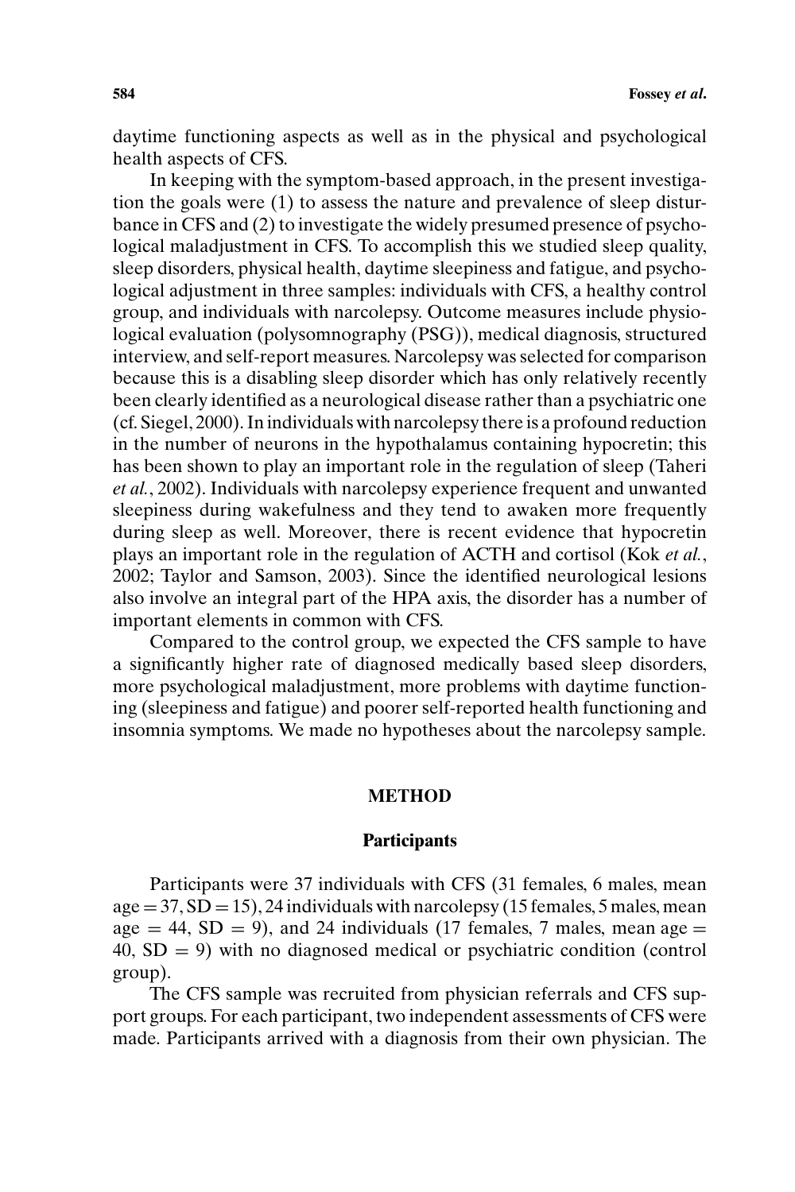daytime functioning aspects as well as in the physical and psychological health aspects of CFS.

In keeping with the symptom-based approach, in the present investigation the goals were (1) to assess the nature and prevalence of sleep disturbance in CFS and (2) to investigate the widely presumed presence of psychological maladjustment in CFS. To accomplish this we studied sleep quality, sleep disorders, physical health, daytime sleepiness and fatigue, and psychological adjustment in three samples: individuals with CFS, a healthy control group, and individuals with narcolepsy. Outcome measures include physiological evaluation (polysomnography (PSG)), medical diagnosis, structured interview, and self-report measures. Narcolepsy was selected for comparison because this is a disabling sleep disorder which has only relatively recently been clearly identified as a neurological disease rather than a psychiatric one (cf. Siegel, 2000). In individuals with narcolepsy there is a profound reduction in the number of neurons in the hypothalamus containing hypocretin; this has been shown to play an important role in the regulation of sleep (Taheri *et al.*, 2002). Individuals with narcolepsy experience frequent and unwanted sleepiness during wakefulness and they tend to awaken more frequently during sleep as well. Moreover, there is recent evidence that hypocretin plays an important role in the regulation of ACTH and cortisol (Kok *et al.*, 2002; Taylor and Samson, 2003). Since the identified neurological lesions also involve an integral part of the HPA axis, the disorder has a number of important elements in common with CFS.

Compared to the control group, we expected the CFS sample to have a significantly higher rate of diagnosed medically based sleep disorders, more psychological maladjustment, more problems with daytime functioning (sleepiness and fatigue) and poorer self-reported health functioning and insomnia symptoms. We made no hypotheses about the narcolepsy sample.

## METHOD

### Participants

Participants were 37 individuals with CFS (31 females, 6 males, mean age = 37, SD = 15), 24 individuals with narcolepsy (15 females, 5 males, mean age = 44, SD = 9), and 24 individuals (17 females, 7 males, mean age = 40, SD = 9) with no diagnosed medical or psychiatric condition (control group).

The CFS sample was recruited from physician referrals and CFS support groups. For each participant, two independent assessments of CFS were made. Participants arrived with a diagnosis from their own physician. The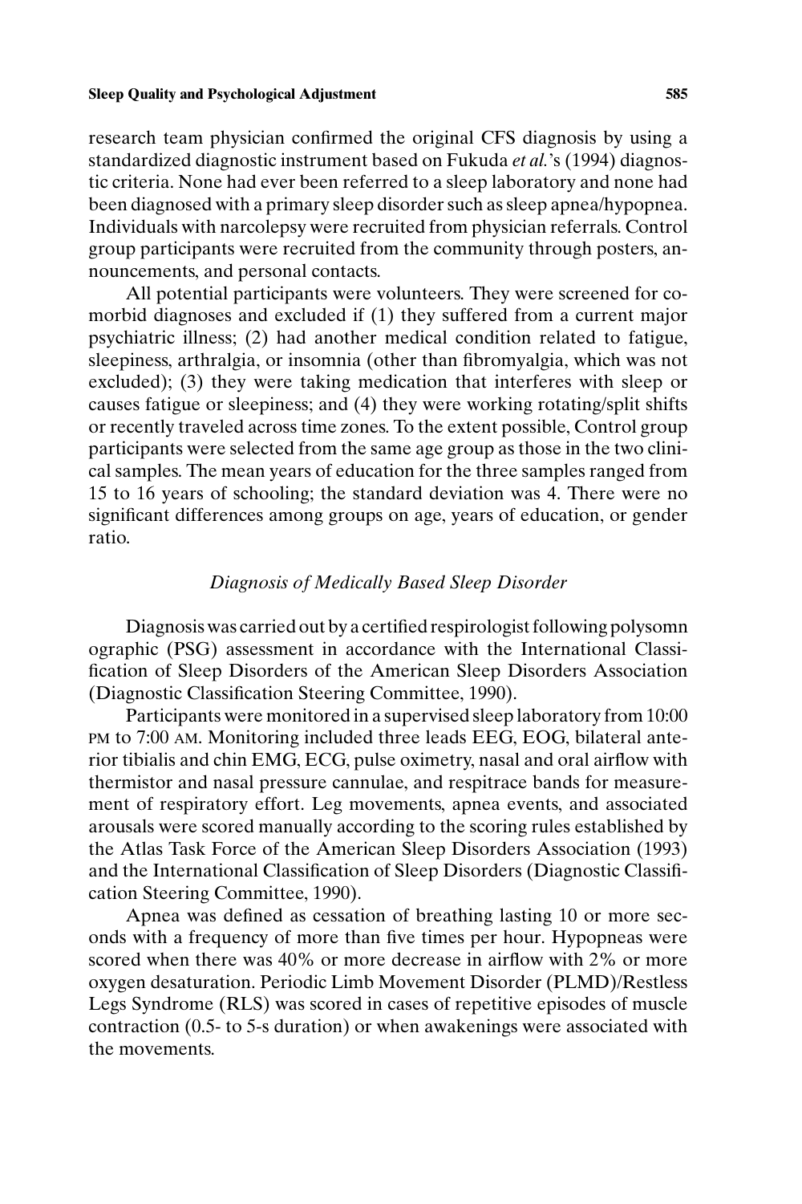research team physician confirmed the original CFS diagnosis by using a standardized diagnostic instrument based on Fukuda *et al.*'s (1994) diagnostic criteria. None had ever been referred to a sleep laboratory and none had been diagnosed with a primary sleep disorder such as sleep apnea/hypopnea. Individuals with narcolepsy were recruited from physician referrals. Control group participants were recruited from the community through posters, announcements, and personal contacts.

All potential participants were volunteers. They were screened for comorbid diagnoses and excluded if (1) they suffered from a current major psychiatric illness; (2) had another medical condition related to fatigue, sleepiness, arthralgia, or insomnia (other than fibromyalgia, which was not excluded); (3) they were taking medication that interferes with sleep or causes fatigue or sleepiness; and (4) they were working rotating/split shifts or recently traveled across time zones. To the extent possible, Control group participants were selected from the same age group as those in the two clinical samples. The mean years of education for the three samples ranged from 15 to 16 years of schooling; the standard deviation was 4. There were no significant differences among groups on age, years of education, or gender ratio.

### *Diagnosis of Medically Based Sleep Disorder*

Diagnosis was carried out by a certified respirologist following polysomnographic (PSG) assessment in accordance with the International Classification of Sleep Disorders of the American Sleep Disorders Association (Diagnostic Classification Steering Committee, 1990).

Participants were monitored in a supervised sleep laboratory from 10:00 PM to 7:00 AM. Monitoring included three leads EEG, EOG, bilateral anterior tibialis and chin EMG, ECG, pulse oximetry, nasal and oral airflow with thermistor and nasal pressure cannulae, and respitrace bands for measurement of respiratory effort. Leg movements, apnea events, and associated arousals were scored manually according to the scoring rules established by the Atlas Task Force of the American Sleep Disorders Association (1993) and the International Classification of Sleep Disorders (Diagnostic Classification Steering Committee, 1990).

Apnea was defined as cessation of breathing lasting 10 or more seconds with a frequency of more than five times per hour. Hypopneas were scored when there was 40% or more decrease in airflow with 2% or more oxygen desaturation. Periodic Limb Movement Disorder (PLMD)/Restless Legs Syndrome (RLS) was scored in cases of repetitive episodes of muscle contraction (0.5- to 5-s duration) or when awakenings were associated with the movements.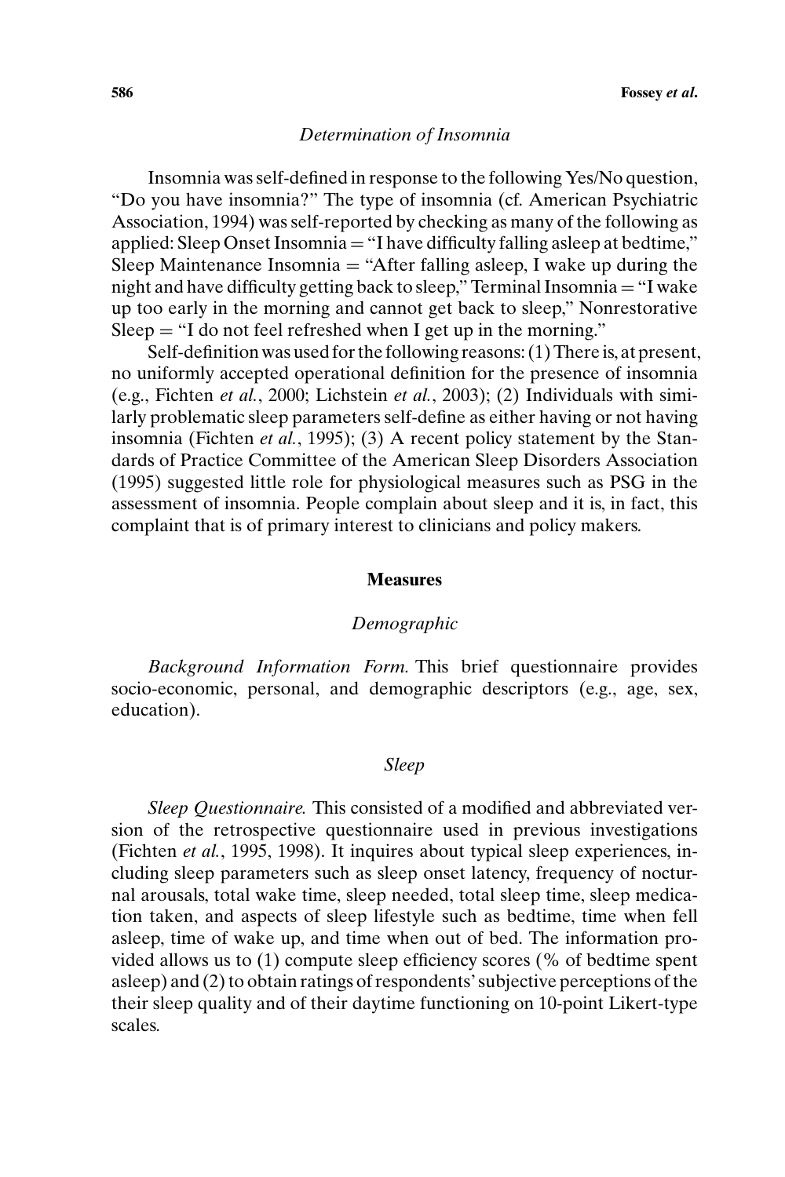*Determination of Insomnia*

Insomnia was self-defined in response to the following Yes/No question, "Do you have insomnia?" The type of insomnia (cf. American Psychiatric Association, 1994) was self-reported by checking as many of the following as applied: Sleep Onset Insomnia = "I have difficulty falling asleep at bedtime," Sleep Maintenance Insomnia = "After falling asleep, I wake up during the night and have difficulty getting back to sleep," Terminal Insomnia = "I wake up too early in the morning and cannot get back to sleep," Nonrestorative Sleep = "I do not feel refreshed when I get up in the morning."

Self-definition was used for the following reasons: (1) There is, at present, no uniformly accepted operational definition for the presence of insomnia (e.g., Fichten *et al.*, 2000; Lichstein *et al.*, 2003); (2) Individuals with similarly problematic sleep parameters self-define as either having or not having insomnia (Fichten *et al.*, 1995); (3) A recent policy statement by the Standards of Practice Committee of the American Sleep Disorders Association (1995) suggested little role for physiological measures such as PSG in the assessment of insomnia. People complain about sleep and it is, in fact, this complaint that is of primary interest to clinicians and policy makers.

## Measures

*Demographic*

*Background Information Form.* This brief questionnaire provides socio-economic, personal, and demographic descriptors (e.g., age, sex, education).

*Sleep*

*Sleep Questionnaire.* This consisted of a modified and abbreviated version of the retrospective questionnaire used in previous investigations (Fichten *et al.*, 1995, 1998). It inquires about typical sleep experiences, including sleep parameters such as sleep onset latency, frequency of nocturnal arousals, total wake time, sleep needed, total sleep time, sleep medication taken, and aspects of sleep lifestyle such as bedtime, time when fell asleep, time of wake up, and time when out of bed. The information provided allows us to (1) compute sleep efficiency scores (% of bedtime spent asleep) and (2) to obtain ratings of respondents' subjective perceptions of the their sleep quality and of their daytime functioning on 10-point Likert-type scales.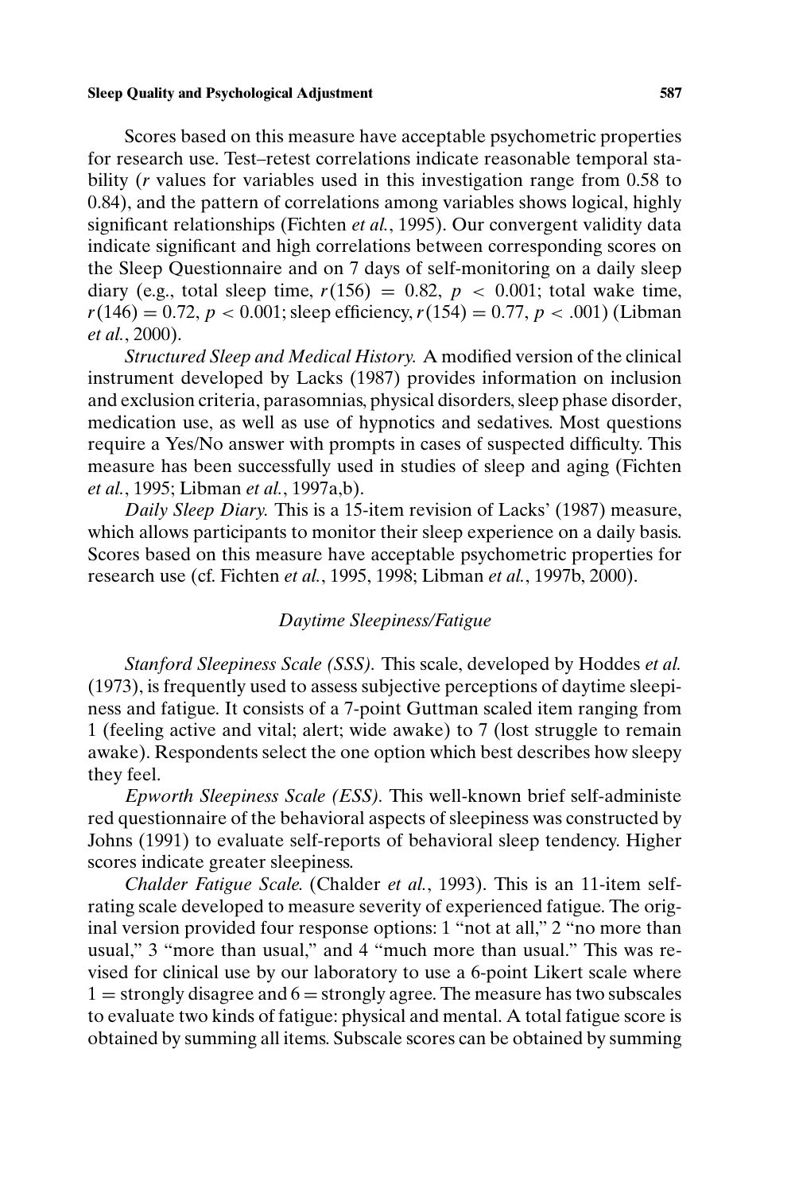Scores based on this measure have acceptable psychometric properties for research use. Test–retest correlations indicate reasonable temporal stability ($r$ values for variables used in this investigation range from 0.58 to 0.84), and the pattern of correlations among variables shows logical, highly significant relationships (Fichten *et al.*, 1995). Our convergent validity data indicate significant and high correlations between corresponding scores on the Sleep Questionnaire and on 7 days of self-monitoring on a daily sleep diary (e.g., total sleep time, $r(156) = 0.82$, $p < 0.001$; total wake time, $r(146) = 0.72$, $p < 0.001$; sleep efficiency, $r(154) = 0.77$, $p < .001$) (Libman *et al.*, 2000).

*Structured Sleep and Medical History.* A modified version of the clinical instrument developed by Lacks (1987) provides information on inclusion and exclusion criteria, parasomnias, physical disorders, sleep phase disorder, medication use, as well as use of hypnotics and sedatives. Most questions require a Yes/No answer with prompts in cases of suspected difficulty. This measure has been successfully used in studies of sleep and aging (Fichten *et al.*, 1995; Libman *et al.*, 1997a,b).

*Daily Sleep Diary.* This is a 15-item revision of Lacks' (1987) measure, which allows participants to monitor their sleep experience on a daily basis. Scores based on this measure have acceptable psychometric properties for research use (cf. Fichten *et al.*, 1995, 1998; Libman *et al.*, 1997b, 2000).

### *Daytime Sleepiness/Fatigue*

*Stanford Sleepiness Scale (SSS).* This scale, developed by Hoddes *et al.* (1973), is frequently used to assess subjective perceptions of daytime sleepiness and fatigue. It consists of a 7-point Guttman scaled item ranging from 1 (feeling active and vital; alert; wide awake) to 7 (lost struggle to remain awake). Respondents select the one option which best describes how sleepy they feel.

*Epworth Sleepiness Scale (ESS).* This well-known brief self-administe red questionnaire of the behavioral aspects of sleepiness was constructed by Johns (1991) to evaluate self-reports of behavioral sleep tendency. Higher scores indicate greater sleepiness.

*Chalder Fatigue Scale.* (Chalder *et al.*, 1993). This is an 11-item self-rating scale developed to measure severity of experienced fatigue. The original version provided four response options: 1 "not at all," 2 "no more than usual," 3 "more than usual," and 4 "much more than usual." This was revised for clinical use by our laboratory to use a 6-point Likert scale where 1 = strongly disagree and 6 = strongly agree. The measure has two subscales to evaluate two kinds of fatigue: physical and mental. A total fatigue score is obtained by summing all items. Subscale scores can be obtained by summing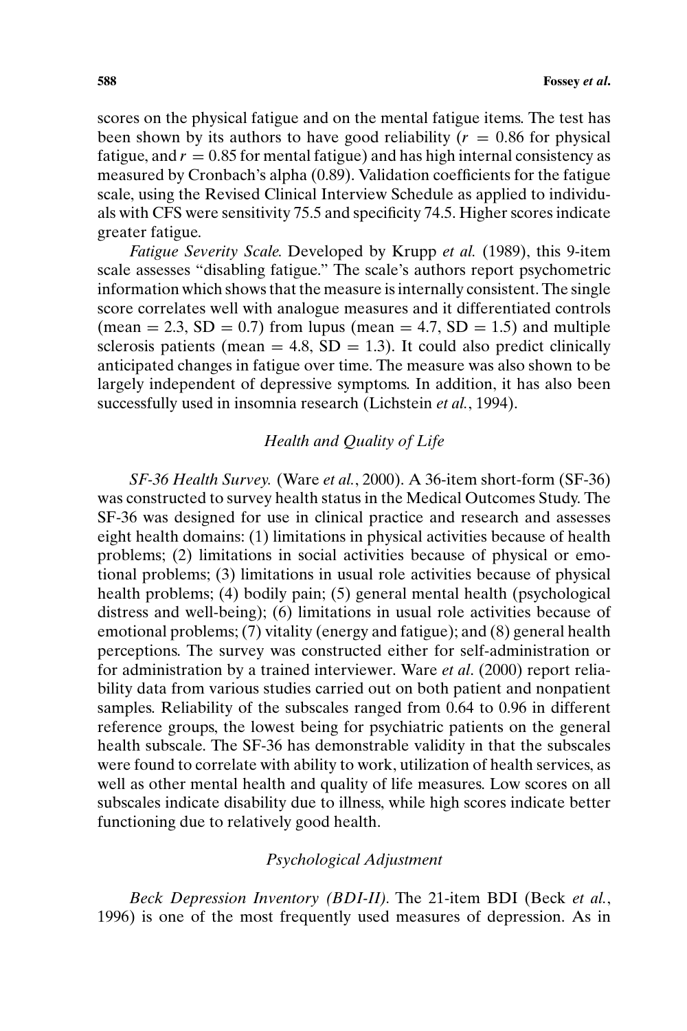scores on the physical fatigue and on the mental fatigue items. The test has been shown by its authors to have good reliability ($r = 0.86$ for physical fatigue, and $r = 0.85$ for mental fatigue) and has high internal consistency as measured by Cronbach's alpha (0.89). Validation coefficients for the fatigue scale, using the Revised Clinical Interview Schedule as applied to individuals with CFS were sensitivity 75.5 and specificity 74.5. Higher scores indicate greater fatigue.

*Fatigue Severity Scale*. Developed by Krupp *et al.* (1989), this 9-item scale assesses "disabling fatigue." The scale's authors report psychometric information which shows that the measure is internally consistent. The single score correlates well with analogue measures and it differentiated controls (mean = 2.3, SD = 0.7) from lupus (mean = 4.7, SD = 1.5) and multiple sclerosis patients (mean = 4.8, SD = 1.3). It could also predict clinically anticipated changes in fatigue over time. The measure was also shown to be largely independent of depressive symptoms. In addition, it has also been successfully used in insomnia research (Lichstein *et al.*, 1994).

### *Health and Quality of Life*

*SF-36 Health Survey.* (Ware *et al.*, 2000). A 36-item short-form (SF-36) was constructed to survey health status in the Medical Outcomes Study. The SF-36 was designed for use in clinical practice and research and assesses eight health domains: (1) limitations in physical activities because of health problems; (2) limitations in social activities because of physical or emotional problems; (3) limitations in usual role activities because of physical health problems; (4) bodily pain; (5) general mental health (psychological distress and well-being); (6) limitations in usual role activities because of emotional problems; (7) vitality (energy and fatigue); and (8) general health perceptions. The survey was constructed either for self-administration or for administration by a trained interviewer. Ware *et al*. (2000) report reliability data from various studies carried out on both patient and nonpatient samples. Reliability of the subscales ranged from 0.64 to 0.96 in different reference groups, the lowest being for psychiatric patients on the general health subscale. The SF-36 has demonstrable validity in that the subscales were found to correlate with ability to work, utilization of health services, as well as other mental health and quality of life measures. Low scores on all subscales indicate disability due to illness, while high scores indicate better functioning due to relatively good health.

### *Psychological Adjustment*

*Beck Depression Inventory (BDI-II).* The 21-item BDI (Beck *et al.*, 1996) is one of the most frequently used measures of depression. As in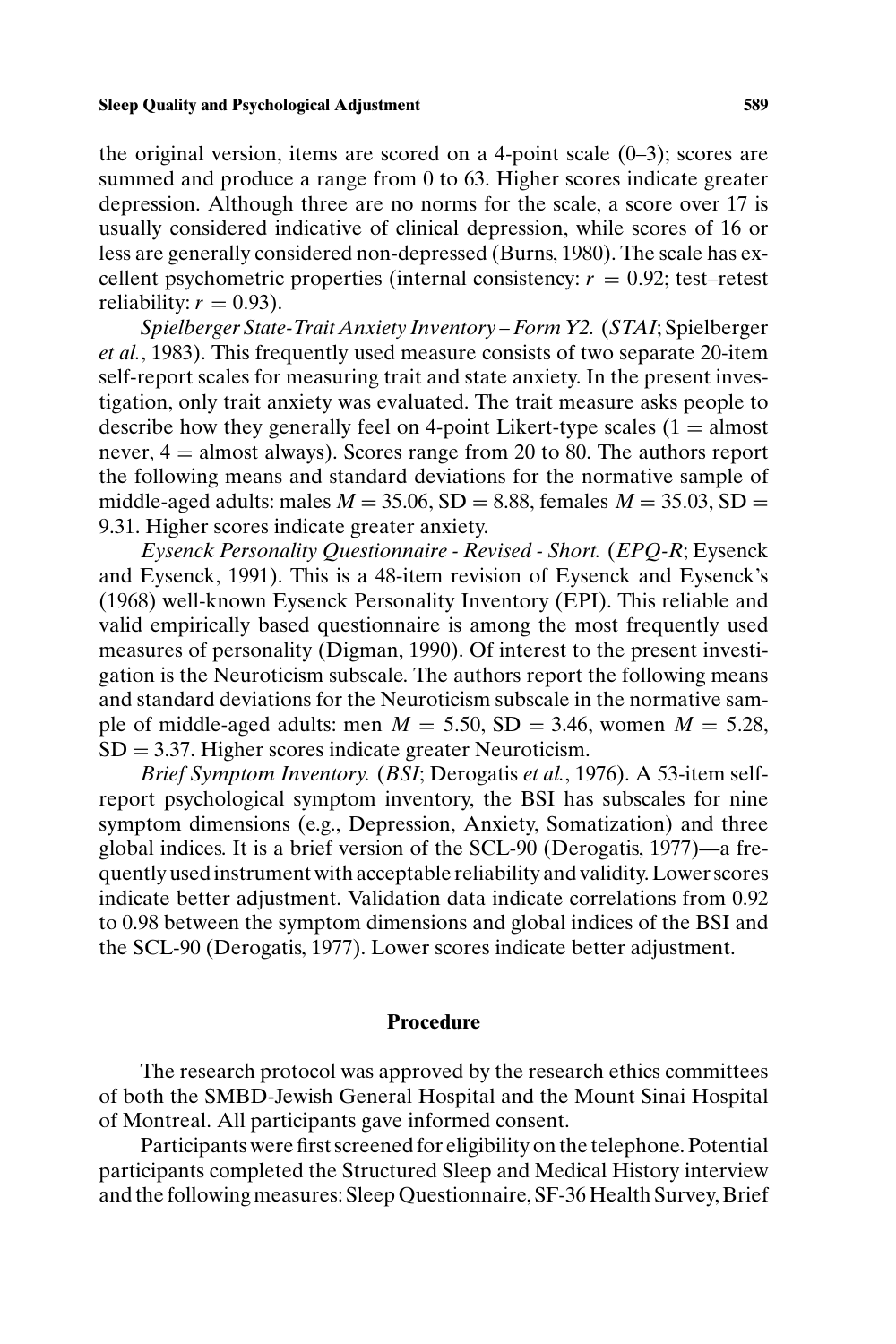the original version, items are scored on a 4-point scale (0–3); scores are summed and produce a range from 0 to 63. Higher scores indicate greater depression. Although three are no norms for the scale, a score over 17 is usually considered indicative of clinical depression, while scores of 16 or less are generally considered non-depressed (Burns, 1980). The scale has excellent psychometric properties (internal consistency: $r = 0.92$; test–retest reliability: $r = 0.93$).

*Spielberger State-Trait Anxiety Inventory – Form Y2.* (*STAI*; Spielberger *et al.*, 1983). This frequently used measure consists of two separate 20-item self-report scales for measuring trait and state anxiety. In the present investigation, only trait anxiety was evaluated. The trait measure asks people to describe how they generally feel on 4-point Likert-type scales (1 = almost never, 4 = almost always). Scores range from 20 to 80. The authors report the following means and standard deviations for the normative sample of middle-aged adults: males $M = 35.06$, SD = 8.88, females $M = 35.03$, SD = 9.31. Higher scores indicate greater anxiety.

*Eysenck Personality Questionnaire - Revised - Short.* (*EPQ-R*; Eysenck and Eysenck, 1991). This is a 48-item revision of Eysenck and Eysenck's (1968) well-known Eysenck Personality Inventory (EPI). This reliable and valid empirically based questionnaire is among the most frequently used measures of personality (Digman, 1990). Of interest to the present investigation is the Neuroticism subscale. The authors report the following means and standard deviations for the Neuroticism subscale in the normative sample of middle-aged adults: men $M = 5.50$, SD = 3.46, women $M = 5.28$, SD = 3.37. Higher scores indicate greater Neuroticism.

*Brief Symptom Inventory.* (*BSI*; Derogatis *et al.*, 1976). A 53-item self-report psychological symptom inventory, the BSI has subscales for nine symptom dimensions (e.g., Depression, Anxiety, Somatization) and three global indices. It is a brief version of the SCL-90 (Derogatis, 1977)—a frequently used instrument with acceptable reliability and validity. Lower scores indicate better adjustment. Validation data indicate correlations from 0.92 to 0.98 between the symptom dimensions and global indices of the BSI and the SCL-90 (Derogatis, 1977). Lower scores indicate better adjustment.

## Procedure

The research protocol was approved by the research ethics committees of both the SMBD-Jewish General Hospital and the Mount Sinai Hospital of Montreal. All participants gave informed consent.

Participants were first screened for eligibility on the telephone. Potential participants completed the Structured Sleep and Medical History interview and the following measures: Sleep Questionnaire, SF-36 Health Survey, Brief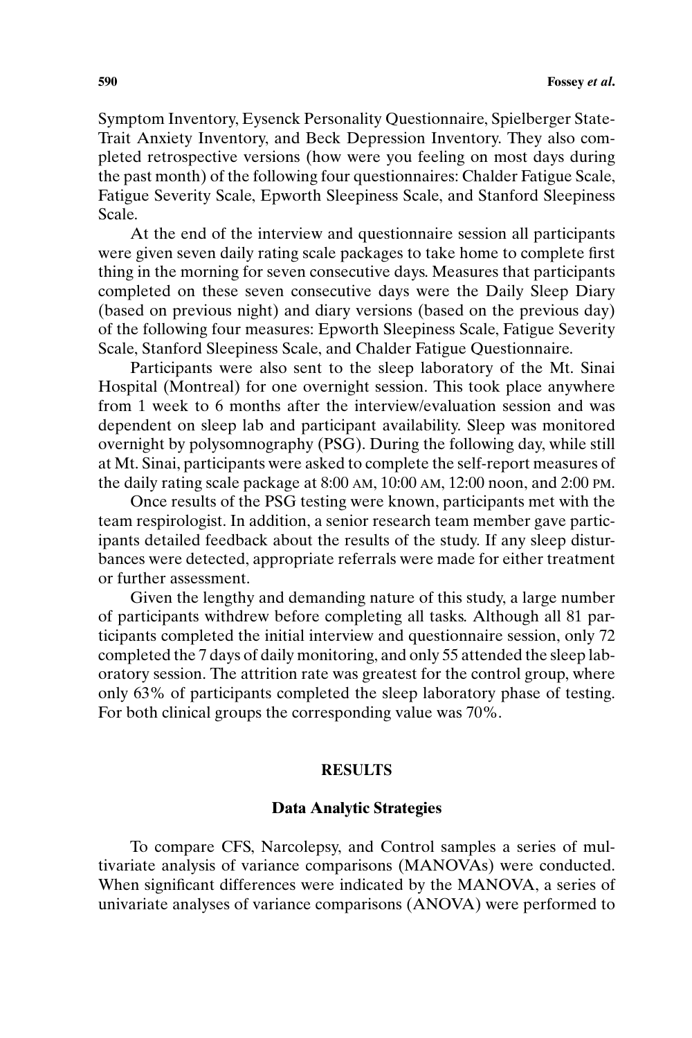Symptom Inventory, Eysenck Personality Questionnaire, Spielberger State-Trait Anxiety Inventory, and Beck Depression Inventory. They also completed retrospective versions (how were you feeling on most days during the past month) of the following four questionnaires: Chalder Fatigue Scale, Fatigue Severity Scale, Epworth Sleepiness Scale, and Stanford Sleepiness Scale.

At the end of the interview and questionnaire session all participants were given seven daily rating scale packages to take home to complete first thing in the morning for seven consecutive days. Measures that participants completed on these seven consecutive days were the Daily Sleep Diary (based on previous night) and diary versions (based on the previous day) of the following four measures: Epworth Sleepiness Scale, Fatigue Severity Scale, Stanford Sleepiness Scale, and Chalder Fatigue Questionnaire.

Participants were also sent to the sleep laboratory of the Mt. Sinai Hospital (Montreal) for one overnight session. This took place anywhere from 1 week to 6 months after the interview/evaluation session and was dependent on sleep lab and participant availability. Sleep was monitored overnight by polysomnography (PSG). During the following day, while still at Mt. Sinai, participants were asked to complete the self-report measures of the daily rating scale package at 8:00 AM, 10:00 AM, 12:00 noon, and 2:00 PM.

Once results of the PSG testing were known, participants met with the team respirologist. In addition, a senior research team member gave participants detailed feedback about the results of the study. If any sleep disturbances were detected, appropriate referrals were made for either treatment or further assessment.

Given the lengthy and demanding nature of this study, a large number of participants withdrew before completing all tasks. Although all 81 participants completed the initial interview and questionnaire session, only 72 completed the 7 days of daily monitoring, and only 55 attended the sleep laboratory session. The attrition rate was greatest for the control group, where only 63% of participants completed the sleep laboratory phase of testing. For both clinical groups the corresponding value was 70%.

## RESULTS

### Data Analytic Strategies

To compare CFS, Narcolepsy, and Control samples a series of multivariate analysis of variance comparisons (MANOVAs) were conducted. When significant differences were indicated by the MANOVA, a series of univariate analyses of variance comparisons (ANOVA) were performed to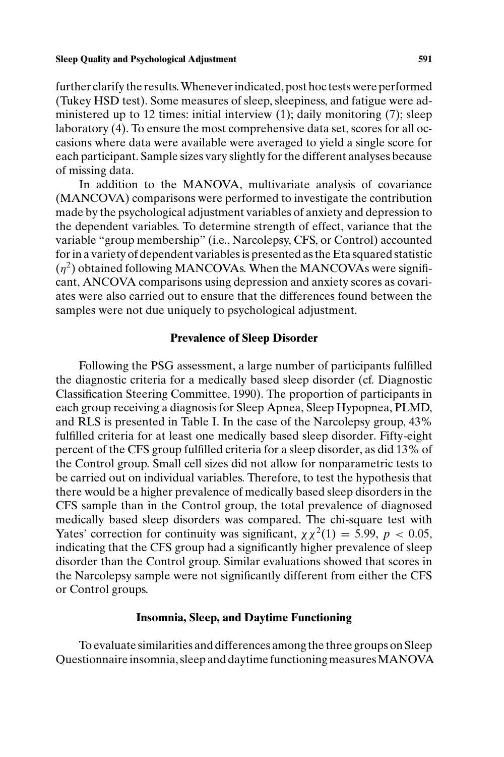further clarify the results. Whenever indicated, post hoc tests were performed (Tukey HSD test). Some measures of sleep, sleepiness, and fatigue were administered up to 12 times: initial interview (1); daily monitoring (7); sleep laboratory (4). To ensure the most comprehensive data set, scores for all occasions where data were available were averaged to yield a single score for each participant. Sample sizes vary slightly for the different analyses because of missing data.

In addition to the MANOVA, multivariate analysis of covariance (MANCOVA) comparisons were performed to investigate the contribution made by the psychological adjustment variables of anxiety and depression to the dependent variables. To determine strength of effect, variance that the variable "group membership" (i.e., Narcolepsy, CFS, or Control) accounted for in a variety of dependent variables is presented as the Eta squared statistic ($\eta^2$) obtained following MANCOVAs. When the MANCOVAs were significant, ANCOVA comparisons using depression and anxiety scores as covariates were also carried out to ensure that the differences found between the samples were not due uniquely to psychological adjustment.

## Prevalence of Sleep Disorder

Following the PSG assessment, a large number of participants fulfilled the diagnostic criteria for a medically based sleep disorder (cf. Diagnostic Classification Steering Committee, 1990). The proportion of participants in each group receiving a diagnosis for Sleep Apnea, Sleep Hypopnea, PLMD, and RLS is presented in Table I. In the case of the Narcolepsy group, 43% fulfilled criteria for at least one medically based sleep disorder. Fifty-eight percent of the CFS group fulfilled criteria for a sleep disorder, as did 13% of the Control group. Small cell sizes did not allow for nonparametric tests to be carried out on individual variables. Therefore, to test the hypothesis that there would be a higher prevalence of medically based sleep disorders in the CFS sample than in the Control group, the total prevalence of diagnosed medically based sleep disorders was compared. The chi-square test with Yates' correction for continuity was significant, $\chi\chi^2(1) = 5.99$, $p < 0.05$, indicating that the CFS group had a significantly higher prevalence of sleep disorder than the Control group. Similar evaluations showed that scores in the Narcolepsy sample were not significantly different from either the CFS or Control groups.

## Insomnia, Sleep, and Daytime Functioning

To evaluate similarities and differences among the three groups on Sleep Questionnaire insomnia, sleep and daytime functioning measures MANOVA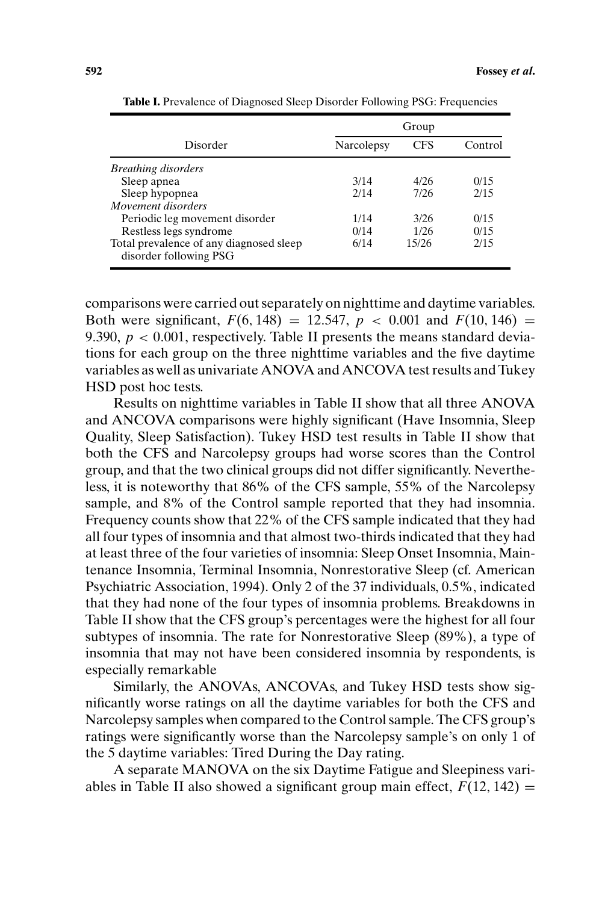**Table I.** Prevalence of Diagnosed Sleep Disorder Following PSG: Frequencies

| Disorder | Group | | |
|---|---|---|---|
| | Narcolepsy | CFS | Control |
| *Breathing disorders* | | | |
| Sleep apnea | 3/14 | 4/26 | 0/15 |
| Sleep hypopnea | 2/14 | 7/26 | 2/15 |
| *Movement disorders* | | | |
| Periodic leg movement disorder | 1/14 | 3/26 | 0/15 |
| Restless legs syndrome | 0/14 | 1/26 | 0/15 |
| Total prevalence of any diagnosed sleep disorder following PSG | 6/14 | 15/26 | 2/15 |

comparisons were carried out separately on nighttime and daytime variables. Both were significant, $F(6, 148) = 12.547$, $p < 0.001$ and $F(10, 146) = 9.390$, $p < 0.001$, respectively. Table II presents the means standard deviations for each group on the three nighttime variables and the five daytime variables as well as univariate ANOVA and ANCOVA test results and Tukey HSD post hoc tests.

Results on nighttime variables in Table II show that all three ANOVA and ANCOVA comparisons were highly significant (Have Insomnia, Sleep Quality, Sleep Satisfaction). Tukey HSD test results in Table II show that both the CFS and Narcolepsy groups had worse scores than the Control group, and that the two clinical groups did not differ significantly. Nevertheless, it is noteworthy that 86% of the CFS sample, 55% of the Narcolepsy sample, and 8% of the Control sample reported that they had insomnia. Frequency counts show that 22% of the CFS sample indicated that they had all four types of insomnia and that almost two-thirds indicated that they had at least three of the four varieties of insomnia: Sleep Onset Insomnia, Maintenance Insomnia, Terminal Insomnia, Nonrestorative Sleep (cf. American Psychiatric Association, 1994). Only 2 of the 37 individuals, 0.5%, indicated that they had none of the four types of insomnia problems. Breakdowns in Table II show that the CFS group's percentages were the highest for all four subtypes of insomnia. The rate for Nonrestorative Sleep (89%), a type of insomnia that may not have been considered insomnia by respondents, is especially remarkable

Similarly, the ANOVAs, ANCOVAs, and Tukey HSD tests show significantly worse ratings on all the daytime variables for both the CFS and Narcolepsy samples when compared to the Control sample. The CFS group's ratings were significantly worse than the Narcolepsy sample's on only 1 of the 5 daytime variables: Tired During the Day rating.

A separate MANOVA on the six Daytime Fatigue and Sleepiness variables in Table II also showed a significant group main effect, $F(12, 142) =$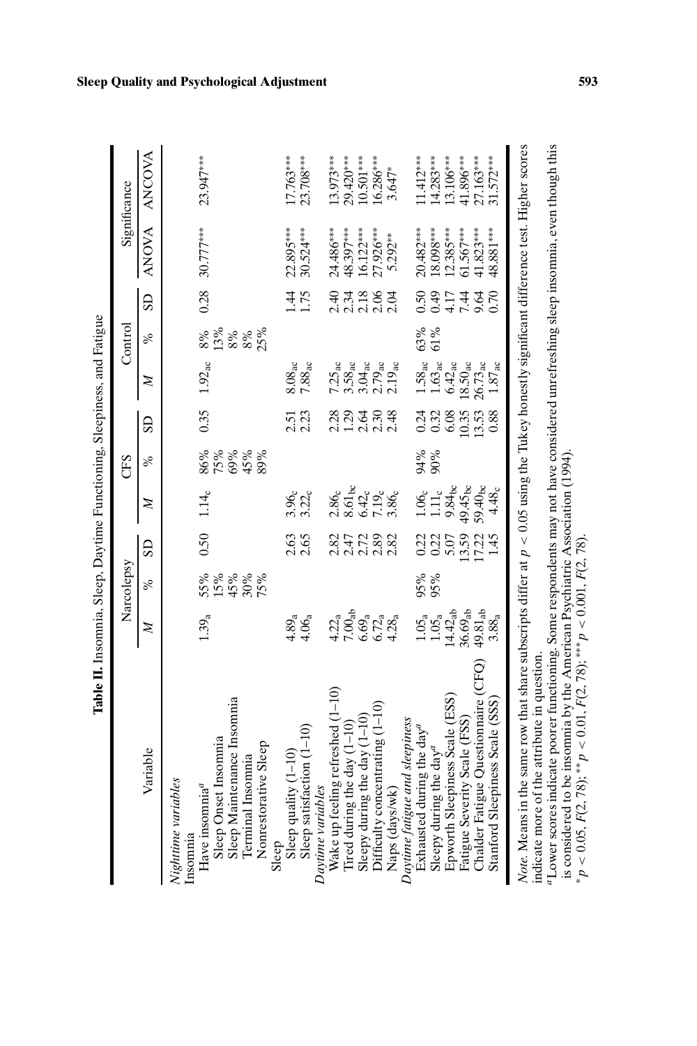**Table II.** Insomnia, Sleep, Daytime Functioning, Sleepiness, and Fatigue

| Variable | Narcolepsy | | | CFS | | | Control | | | Significance | |
|---|---|---|---|---|---|---|---|---|---|---|---|
| | *M* | % | SD | *M* | % | SD | *M* | % | SD | ANOVA | ANCOVA |
| *Nighttime variables* | | | | | | | | | | | |
| Insomnia | | | | | | | | | | | |
| Have insomnia[a] | $1.39_{a}$ | 55% | 0.50 | $1.14_{c}$ | 86% | 0.35 | $1.92_{ac}$ | 8% | 0.28 | 30.777*** | 23.947*** |
| Sleep Onset Insomnia | | 15% | | | 75% | | | 13% | | | |
| Sleep Maintenance Insomnia | | 45% | | | 69% | | | 8% | | | |
| Terminal Insomnia | | 30% | | | 45% | | | 8% | | | |
| Nonrestorative Sleep | | 75% | | | 89% | | | 25% | | | |
| Sleep | | | | | | | | | | | |
| Sleep quality (1–10) | $4.89_{a}$ | | 2.63 | $3.96_{c}$ | | 2.51 | $8.08_{ac}$ | | 1.44 | 22.895*** | 17.763*** |
| Sleep satisfaction (1–10) | $4.06_{a}$ | | 2.65 | $3.22_{c}$ | | 2.23 | $7.88_{ac}$ | | 1.75 | 30.524*** | 23.708*** |
| *Daytime variables* | | | | | | | | | | | |
| Wake up feeling refreshed (1–10) | $4.22_{a}$ | | 2.82 | $2.86_{c}$ | | 2.28 | $7.25_{ac}$ | | 2.40 | 24.486*** | 13.973*** |
| Tired during the day (1–10) | $7.00_{ab}$ | | 2.47 | $8.61_{bc}$ | | 1.29 | $3.58_{ac}$ | | 2.34 | 48.397*** | 29.420*** |
| Sleepy during the day (1–10) | $6.69_{a}$ | | 2.72 | $6.42_{c}$ | | 2.64 | $3.04_{ac}$ | | 2.18 | 16.122*** | 10.501*** |
| Difficulty concentrating (1–10) | $6.72_{a}$ | | 2.89 | $7.19_{c}$ | | 2.30 | $2.79_{ac}$ | | 2.06 | 27.926*** | 16.286*** |
| Naps (days/wk) | $4.28_{a}$ | | 2.82 | $3.86_{c}$ | | 2.48 | $2.19_{ac}$ | | 2.04 | 5.292** | 3.647* |
| *Daytime fatigue and sleepiness* | | | | | | | | | | | |
| Exhausted during the day[a] | $1.05_{a}$ | 95% | 0.22 | $1.06_{c}$ | 94% | 0.24 | $1.58_{ac}$ | 63% | 0.50 | 20.482*** | 11.412*** |
| Sleepy during the day[a] | $1.05_{a}$ | 95% | 0.22 | $1.11_{c}$ | 90% | 0.32 | $1.63_{ac}$ | 61% | 0.49 | 18.098*** | 14.283*** |
| Epworth Sleepiness Scale (ESS) | $14.42_{ab}$ | | 5.07 | $9.84_{bc}$ | | 6.08 | $6.42_{ac}$ | | 4.17 | 12.385*** | 13.106*** |
| Fatigue Severity Scale (FSS) | $36.69_{ab}$ | | 13.59 | $49.45_{bc}$ | | 10.35 | $18.50_{ac}$ | | 7.44 | 61.567*** | 41.896*** |
| Chalder Fatigue Questionnaire (CFQ) | $49.81_{ab}$ | | 17.22 | $59.40_{bc}$ | | 13.53 | $26.73_{ac}$ | | 9.64 | 41.823*** | 27.163*** |
| Stanford Sleepiness Scale (SSS) | $3.88_{a}$ | | 1.45 | $4.48_{c}$ | | 0.88 | $1.87_{ac}$ | | 0.70 | 48.881*** | 31.572*** |

*Note.* Means in the same row that share subscripts differ at $p < 0.05$ using the Tukey honestly significant difference test. Higher scores indicate more of the attribute in question.

[a]Lower scores indicate poorer functioning. Some respondents may not have considered unrefreshing sleep insomnia, even though this is considered to be insomnia by the American Psychiatric Association (1994).

*$p < 0.05$, $F(2, 78)$; **$p < 0.01$, $F(2, 78)$; ***$p < 0.001$, $F(2, 78)$.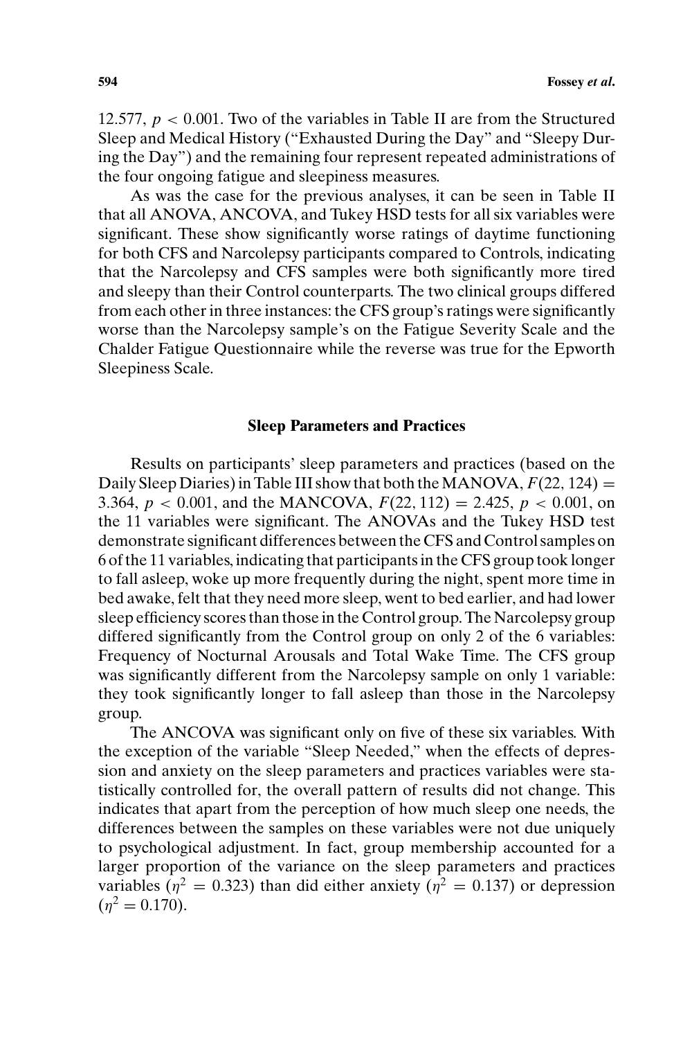12.577, $p < 0.001$. Two of the variables in Table II are from the Structured Sleep and Medical History ("Exhausted During the Day" and "Sleepy During the Day") and the remaining four represent repeated administrations of the four ongoing fatigue and sleepiness measures.

As was the case for the previous analyses, it can be seen in Table II that all ANOVA, ANCOVA, and Tukey HSD tests for all six variables were significant. These show significantly worse ratings of daytime functioning for both CFS and Narcolepsy participants compared to Controls, indicating that the Narcolepsy and CFS samples were both significantly more tired and sleepy than their Control counterparts. The two clinical groups differed from each other in three instances: the CFS group's ratings were significantly worse than the Narcolepsy sample's on the Fatigue Severity Scale and the Chalder Fatigue Questionnaire while the reverse was true for the Epworth Sleepiness Scale.

## Sleep Parameters and Practices

Results on participants' sleep parameters and practices (based on the Daily Sleep Diaries) in Table III show that both the MANOVA, $F(22, 124) = 3.364$, $p < 0.001$, and the MANCOVA, $F(22, 112) = 2.425$, $p < 0.001$, on the 11 variables were significant. The ANOVAs and the Tukey HSD test demonstrate significant differences between the CFS and Control samples on 6 of the 11 variables, indicating that participants in the CFS group took longer to fall asleep, woke up more frequently during the night, spent more time in bed awake, felt that they need more sleep, went to bed earlier, and had lower sleep efficiency scores than those in the Control group. The Narcolepsy group differed significantly from the Control group on only 2 of the 6 variables: Frequency of Nocturnal Arousals and Total Wake Time. The CFS group was significantly different from the Narcolepsy sample on only 1 variable: they took significantly longer to fall asleep than those in the Narcolepsy group.

The ANCOVA was significant only on five of these six variables. With the exception of the variable "Sleep Needed," when the effects of depression and anxiety on the sleep parameters and practices variables were statistically controlled for, the overall pattern of results did not change. This indicates that apart from the perception of how much sleep one needs, the differences between the samples on these variables were not due uniquely to psychological adjustment. In fact, group membership accounted for a larger proportion of the variance on the sleep parameters and practices variables ($\eta^2 = 0.323$) than did either anxiety ($\eta^2 = 0.137$) or depression ($\eta^2 = 0.170$).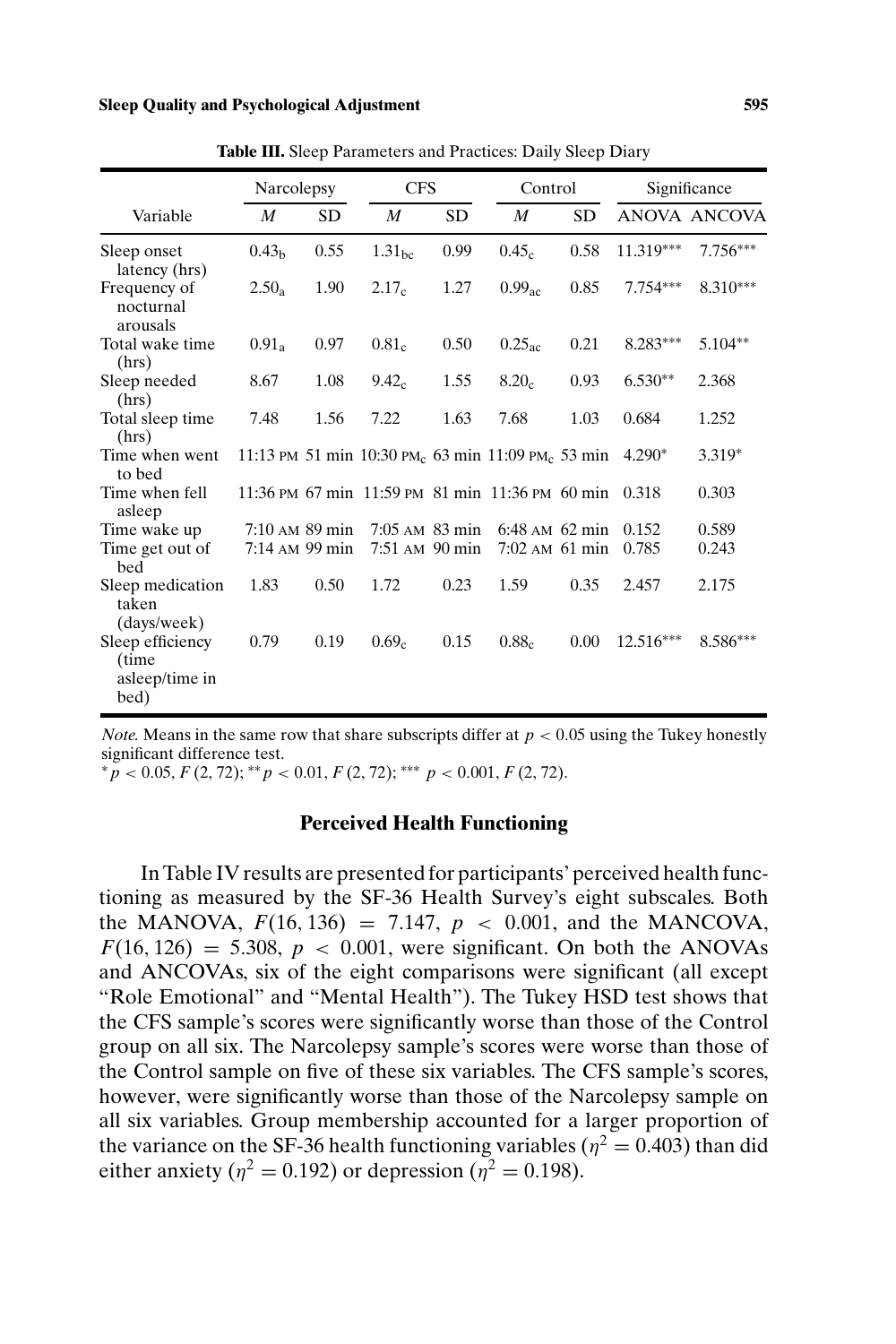**Table III.** Sleep Parameters and Practices: Daily Sleep Diary

| Variable | Narcolepsy | | CFS | | Control | | Significance | |
|---|---|---|---|---|---|---|---|---|
| | $M$ | SD | $M$ | SD | $M$ | SD | ANOVA | ANCOVA |
| Sleep onset latency (hrs) | $0.43_{b}$ | 0.55 | $1.31_{bc}$ | 0.99 | $0.45_{c}$ | 0.58 | 11.319*** | 7.756*** |
| Frequency of nocturnal arousals | $2.50_{a}$ | 1.90 | $2.17_{c}$ | 1.27 | $0.99_{ac}$ | 0.85 | 7.754*** | 8.310*** |
| Total wake time (hrs) | $0.91_{a}$ | 0.97 | $0.81_{c}$ | 0.50 | $0.25_{ac}$ | 0.21 | 8.283*** | 5.104** |
| Sleep needed (hrs) | 8.67 | 1.08 | $9.42_{c}$ | 1.55 | $8.20_{c}$ | 0.93 | 6.530** | 2.368 |
| Total sleep time (hrs) | 7.48 | 1.56 | 7.22 | 1.63 | 7.68 | 1.03 | 0.684 | 1.252 |
| Time when went to bed | 11:13 PM | 51 min | 10:30 $PM_{c}$ | 63 min | 11:09 $PM_{c}$ | 53 min | 4.290* | 3.319* |
| Time when fell asleep | 11:36 PM | 67 min | 11:59 PM | 81 min | 11:36 PM | 60 min | 0.318 | 0.303 |
| Time wake up | 7:10 AM | 89 min | 7:05 AM | 83 min | 6:48 AM | 62 min | 0.152 | 0.589 |
| Time get out of bed | 7:14 AM | 99 min | 7:51 AM | 90 min | 7:02 AM | 61 min | 0.785 | 0.243 |
| Sleep medication taken (days/week) | 1.83 | 0.50 | 1.72 | 0.23 | 1.59 | 0.35 | 2.457 | 2.175 |
| Sleep efficiency (time asleep/time in bed) | 0.79 | 0.19 | $0.69_{c}$ | 0.15 | $0.88_{c}$ | 0.00 | 12.516*** | 8.586*** |

*Note.* Means in the same row that share subscripts differ at $p < 0.05$ using the Tukey honestly significant difference test.
$^{*}p < 0.05$, $F(2, 72)$; $^{**}p < 0.01$, $F(2, 72)$; $^{***}p < 0.001$, $F(2, 72)$.

## Perceived Health Functioning

In Table IV results are presented for participants' perceived health functioning as measured by the SF-36 Health Survey's eight subscales. Both the MANOVA, $F(16, 136) = 7.147$, $p < 0.001$, and the MANCOVA, $F(16, 126) = 5.308$, $p < 0.001$, were significant. On both the ANOVAs and ANCOVAs, six of the eight comparisons were significant (all except "Role Emotional" and "Mental Health"). The Tukey HSD test shows that the CFS sample's scores were significantly worse than those of the Control group on all six. The Narcolepsy sample's scores were worse than those of the Control sample on five of these six variables. The CFS sample's scores, however, were significantly worse than those of the Narcolepsy sample on all six variables. Group membership accounted for a larger proportion of the variance on the SF-36 health functioning variables ($\eta^2 = 0.403$) than did either anxiety ($\eta^2 = 0.192$) or depression ($\eta^2 = 0.198$).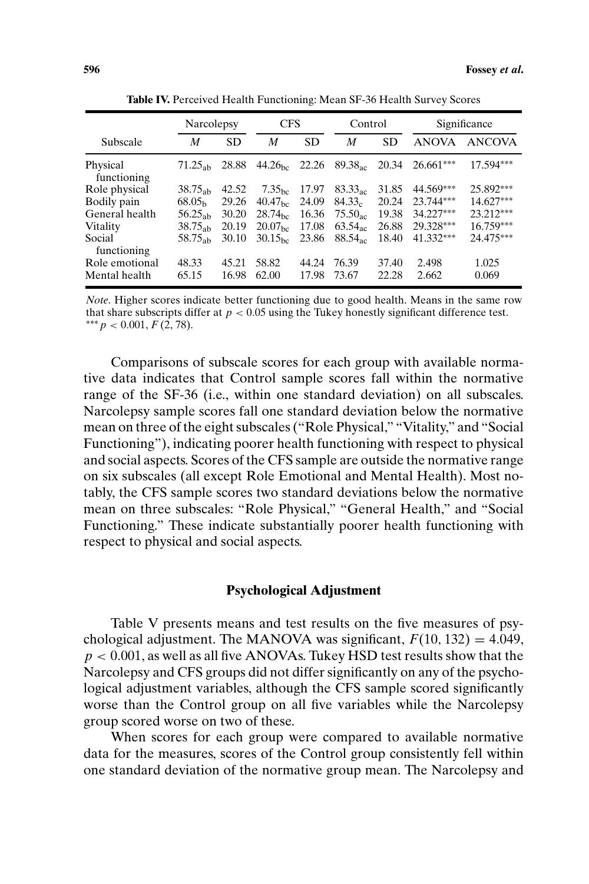**Table IV.** Perceived Health Functioning: Mean SF-36 Health Survey Scores

| Subscale | Narcolepsy | | CFS | | Control | | Significance | |
|---|---|---|---|---|---|---|---|---|
| | *M* | SD | *M* | SD | *M* | SD | ANOVA | ANCOVA |
| Physical functioning | $71.25_{ab}$ | 28.88 | $44.26_{bc}$ | 22.26 | $89.38_{ac}$ | 20.34 | $26.661^{***}$ | $17.594^{***}$ |
| Role physical | $38.75_{ab}$ | 42.52 | $7.35_{bc}$ | 17.97 | $83.33_{ac}$ | 31.85 | $44.569^{***}$ | $25.892^{***}$ |
| Bodily pain | $68.05_{b}$ | 29.26 | $40.47_{bc}$ | 24.09 | $84.33_{c}$ | 20.24 | $23.744^{***}$ | $14.627^{***}$ |
| General health | $56.25_{ab}$ | 30.20 | $28.74_{bc}$ | 16.36 | $75.50_{ac}$ | 19.38 | $34.227^{***}$ | $23.212^{***}$ |
| Vitality | $38.75_{ab}$ | 20.19 | $20.07_{bc}$ | 17.08 | $63.54_{ac}$ | 26.88 | $29.328^{***}$ | $16.759^{***}$ |
| Social functioning | $58.75_{ab}$ | 30.10 | $30.15_{bc}$ | 23.86 | $88.54_{ac}$ | 18.40 | $41.332^{***}$ | $24.475^{***}$ |
| Role emotional | 48.33 | 45.21 | 58.82 | 44.24 | 76.39 | 37.40 | 2.498 | 1.025 |
| Mental health | 65.15 | 16.98 | 62.00 | 17.98 | 73.67 | 22.28 | 2.662 | 0.069 |

*Note*. Higher scores indicate better functioning due to good health. Means in the same row that share subscripts differ at $p < 0.05$ using the Tukey honestly significant difference test.
$^{***}p < 0.001$, $F(2, 78)$.

Comparisons of subscale scores for each group with available normative data indicates that Control sample scores fall within the normative range of the SF-36 (i.e., within one standard deviation) on all subscales. Narcolepsy sample scores fall one standard deviation below the normative mean on three of the eight subscales ("Role Physical," "Vitality," and "Social Functioning"), indicating poorer health functioning with respect to physical and social aspects. Scores of the CFS sample are outside the normative range on six subscales (all except Role Emotional and Mental Health). Most notably, the CFS sample scores two standard deviations below the normative mean on three subscales: "Role Physical," "General Health," and "Social Functioning." These indicate substantially poorer health functioning with respect to physical and social aspects.

## Psychological Adjustment

Table V presents means and test results on the five measures of psychological adjustment. The MANOVA was significant, $F(10, 132) = 4.049$, $p < 0.001$, as well as all five ANOVAs. Tukey HSD test results show that the Narcolepsy and CFS groups did not differ significantly on any of the psychological adjustment variables, although the CFS sample scored significantly worse than the Control group on all five variables while the Narcolepsy group scored worse on two of these.

When scores for each group were compared to available normative data for the measures, scores of the Control group consistently fell within one standard deviation of the normative group mean. The Narcolepsy and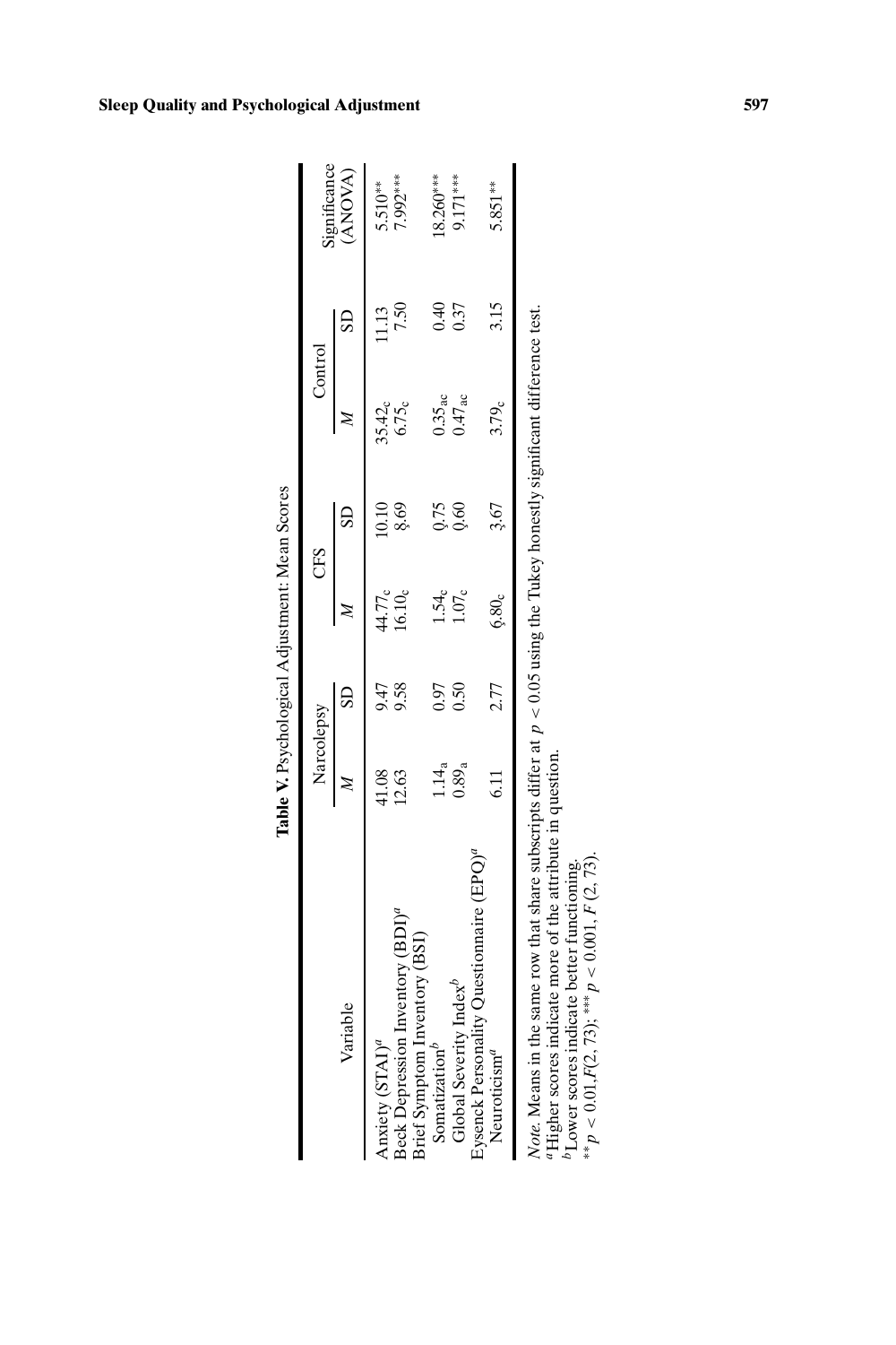**Table V.** Psychological Adjustment: Mean Scores

| Variable | Narcolepsy | | CFS | | Control | | Significance (ANOVA) |
|---|---|---|---|---|---|---|---|
| | $M$ | SD | $M$ | SD | $M$ | SD | |
| Anxiety (STAI)[a] | 41.08 | 9.47 | $44.77_c$ | 10.10 | $35.42_c$ | 11.13 | 5.510** |
| Beck Depression Inventory (BDI)[a] | 12.63 | 9.58 | $16.10_c$ | 8.69 | $6.75_c$ | 7.50 | 7.992*** |
| Brief Symptom Inventory (BSI) | | | | | | | |
| Somatization[b] | $1.14_a$ | 0.97 | $1.54_c$ | 0.75 | $0.35_{ac}$ | 0.40 | 18.260*** |
| Global Severity Index[b] | $0.89_a$ | 0.50 | $1.07_c$ | 0.60 | $0.47_{ac}$ | 0.37 | 9.171*** |
| Eysenck Personality Questionnaire (EPQ)[a] | | | | | | | |
| Neuroticism[a] | 6.11 | 2.77 | $6.80_c$ | 3.67 | $3.79_c$ | 3.15 | 5.851** |

*Note.* Means in the same row that share subscripts differ at $p < 0.05$ using the Tukey honestly significant difference test.
[a]Higher scores indicate more of the attribute in question.
[b]Lower scores indicate better functioning.
**$p < 0.01, F(2, 73)$; ***$p < 0.001, F(2, 73)$.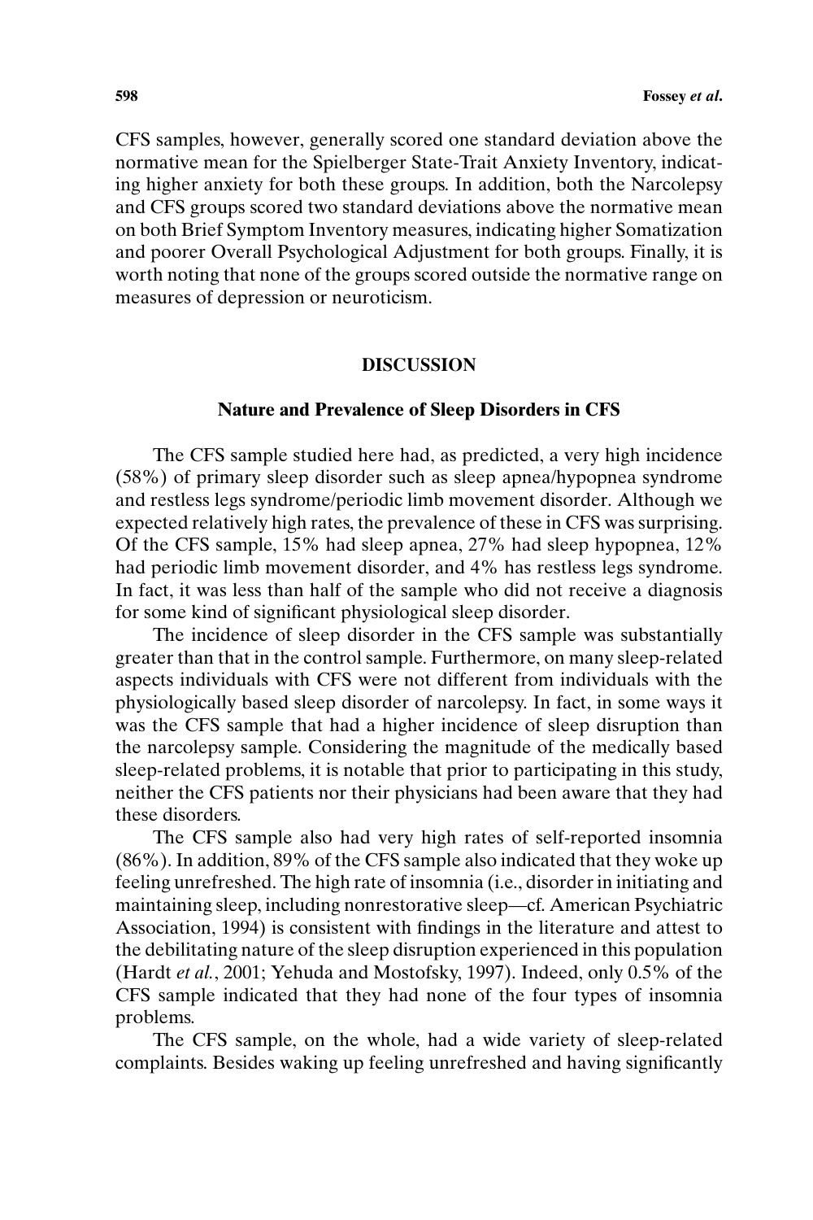CFS samples, however, generally scored one standard deviation above the normative mean for the Spielberger State-Trait Anxiety Inventory, indicating higher anxiety for both these groups. In addition, both the Narcolepsy and CFS groups scored two standard deviations above the normative mean on both Brief Symptom Inventory measures, indicating higher Somatization and poorer Overall Psychological Adjustment for both groups. Finally, it is worth noting that none of the groups scored outside the normative range on measures of depression or neuroticism.

## DISCUSSION

### Nature and Prevalence of Sleep Disorders in CFS

The CFS sample studied here had, as predicted, a very high incidence (58%) of primary sleep disorder such as sleep apnea/hypopnea syndrome and restless legs syndrome/periodic limb movement disorder. Although we expected relatively high rates, the prevalence of these in CFS was surprising. Of the CFS sample, 15% had sleep apnea, 27% had sleep hypopnea, 12% had periodic limb movement disorder, and 4% has restless legs syndrome. In fact, it was less than half of the sample who did not receive a diagnosis for some kind of significant physiological sleep disorder.

The incidence of sleep disorder in the CFS sample was substantially greater than that in the control sample. Furthermore, on many sleep-related aspects individuals with CFS were not different from individuals with the physiologically based sleep disorder of narcolepsy. In fact, in some ways it was the CFS sample that had a higher incidence of sleep disruption than the narcolepsy sample. Considering the magnitude of the medically based sleep-related problems, it is notable that prior to participating in this study, neither the CFS patients nor their physicians had been aware that they had these disorders.

The CFS sample also had very high rates of self-reported insomnia (86%). In addition, 89% of the CFS sample also indicated that they woke up feeling unrefreshed. The high rate of insomnia (i.e., disorder in initiating and maintaining sleep, including nonrestorative sleep—cf. American Psychiatric Association, 1994) is consistent with findings in the literature and attest to the debilitating nature of the sleep disruption experienced in this population (Hardt *et al.*, 2001; Yehuda and Mostofsky, 1997). Indeed, only 0.5% of the CFS sample indicated that they had none of the four types of insomnia problems.

The CFS sample, on the whole, had a wide variety of sleep-related complaints. Besides waking up feeling unrefreshed and having significantly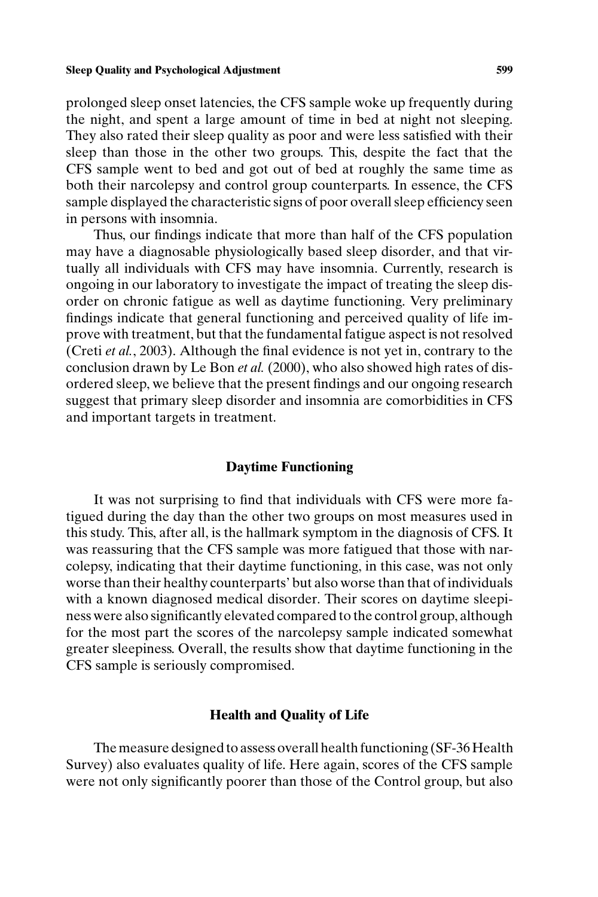prolonged sleep onset latencies, the CFS sample woke up frequently during the night, and spent a large amount of time in bed at night not sleeping. They also rated their sleep quality as poor and were less satisfied with their sleep than those in the other two groups. This, despite the fact that the CFS sample went to bed and got out of bed at roughly the same time as both their narcolepsy and control group counterparts. In essence, the CFS sample displayed the characteristic signs of poor overall sleep efficiency seen in persons with insomnia.

Thus, our findings indicate that more than half of the CFS population may have a diagnosable physiologically based sleep disorder, and that virtually all individuals with CFS may have insomnia. Currently, research is ongoing in our laboratory to investigate the impact of treating the sleep disorder on chronic fatigue as well as daytime functioning. Very preliminary findings indicate that general functioning and perceived quality of life improve with treatment, but that the fundamental fatigue aspect is not resolved (Creti *et al.*, 2003). Although the final evidence is not yet in, contrary to the conclusion drawn by Le Bon *et al.* (2000), who also showed high rates of disordered sleep, we believe that the present findings and our ongoing research suggest that primary sleep disorder and insomnia are comorbidities in CFS and important targets in treatment.

### Daytime Functioning

It was not surprising to find that individuals with CFS were more fatigued during the day than the other two groups on most measures used in this study. This, after all, is the hallmark symptom in the diagnosis of CFS. It was reassuring that the CFS sample was more fatigued that those with narcolepsy, indicating that their daytime functioning, in this case, was not only worse than their healthy counterparts' but also worse than that of individuals with a known diagnosed medical disorder. Their scores on daytime sleepiness were also significantly elevated compared to the control group, although for the most part the scores of the narcolepsy sample indicated somewhat greater sleepiness. Overall, the results show that daytime functioning in the CFS sample is seriously compromised.

### Health and Quality of Life

The measure designed to assess overall health functioning (SF-36 Health Survey) also evaluates quality of life. Here again, scores of the CFS sample were not only significantly poorer than those of the Control group, but also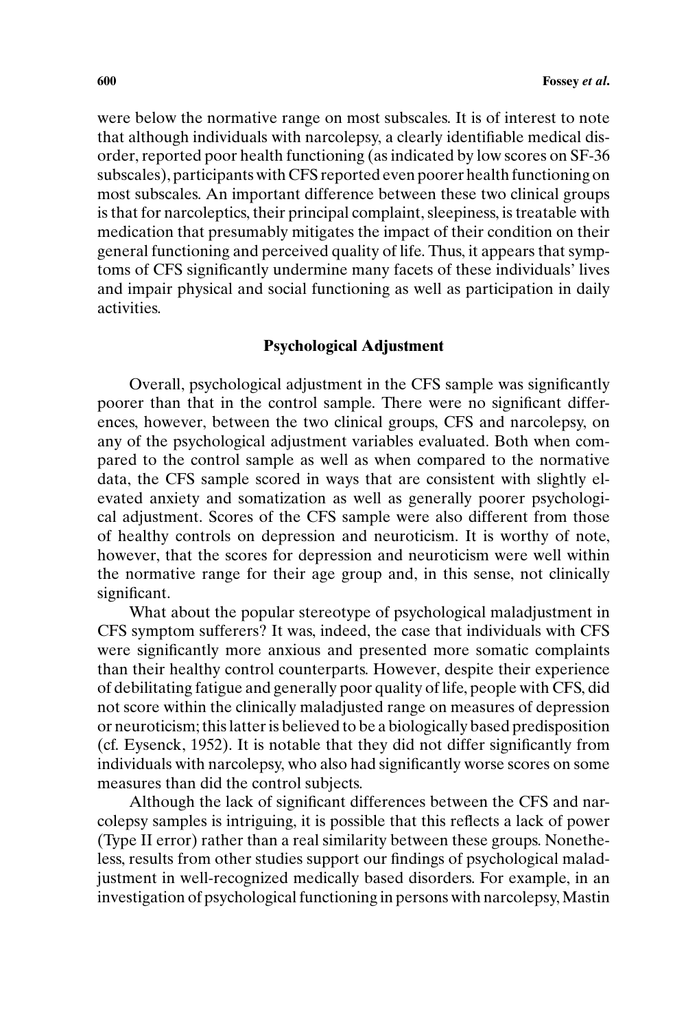were below the normative range on most subscales. It is of interest to note that although individuals with narcolepsy, a clearly identifiable medical disorder, reported poor health functioning (as indicated by low scores on SF-36 subscales), participants with CFS reported even poorer health functioning on most subscales. An important difference between these two clinical groups is that for narcoleptics, their principal complaint, sleepiness, is treatable with medication that presumably mitigates the impact of their condition on their general functioning and perceived quality of life. Thus, it appears that symptoms of CFS significantly undermine many facets of these individuals' lives and impair physical and social functioning as well as participation in daily activities.

### Psychological Adjustment

Overall, psychological adjustment in the CFS sample was significantly poorer than that in the control sample. There were no significant differences, however, between the two clinical groups, CFS and narcolepsy, on any of the psychological adjustment variables evaluated. Both when compared to the control sample as well as when compared to the normative data, the CFS sample scored in ways that are consistent with slightly elevated anxiety and somatization as well as generally poorer psychological adjustment. Scores of the CFS sample were also different from those of healthy controls on depression and neuroticism. It is worthy of note, however, that the scores for depression and neuroticism were well within the normative range for their age group and, in this sense, not clinically significant.

What about the popular stereotype of psychological maladjustment in CFS symptom sufferers? It was, indeed, the case that individuals with CFS were significantly more anxious and presented more somatic complaints than their healthy control counterparts. However, despite their experience of debilitating fatigue and generally poor quality of life, people with CFS, did not score within the clinically maladjusted range on measures of depression or neuroticism; this latter is believed to be a biologically based predisposition (cf. Eysenck, 1952). It is notable that they did not differ significantly from individuals with narcolepsy, who also had significantly worse scores on some measures than did the control subjects.

Although the lack of significant differences between the CFS and narcolepsy samples is intriguing, it is possible that this reflects a lack of power (Type II error) rather than a real similarity between these groups. Nonetheless, results from other studies support our findings of psychological maladjustment in well-recognized medically based disorders. For example, in an investigation of psychological functioning in persons with narcolepsy, Mastin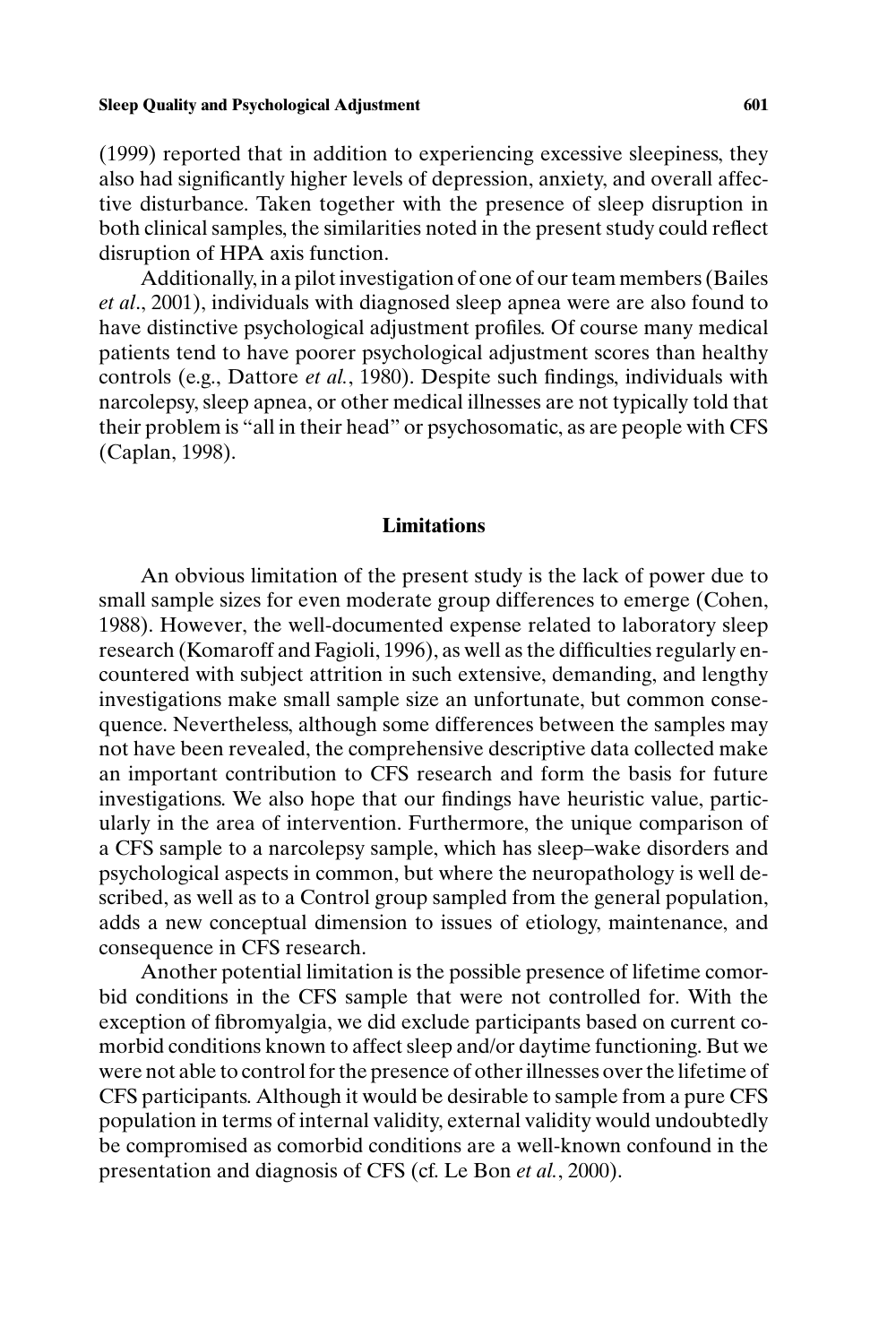(1999) reported that in addition to experiencing excessive sleepiness, they also had significantly higher levels of depression, anxiety, and overall affective disturbance. Taken together with the presence of sleep disruption in both clinical samples, the similarities noted in the present study could reflect disruption of HPA axis function.

Additionally, in a pilot investigation of one of our team members (Bailes *et al*., 2001), individuals with diagnosed sleep apnea were are also found to have distinctive psychological adjustment profiles. Of course many medical patients tend to have poorer psychological adjustment scores than healthy controls (e.g., Dattore *et al.*, 1980). Despite such findings, individuals with narcolepsy, sleep apnea, or other medical illnesses are not typically told that their problem is "all in their head" or psychosomatic, as are people with CFS (Caplan, 1998).

## Limitations

An obvious limitation of the present study is the lack of power due to small sample sizes for even moderate group differences to emerge (Cohen, 1988). However, the well-documented expense related to laboratory sleep research (Komaroff and Fagioli, 1996), as well as the difficulties regularly encountered with subject attrition in such extensive, demanding, and lengthy investigations make small sample size an unfortunate, but common consequence. Nevertheless, although some differences between the samples may not have been revealed, the comprehensive descriptive data collected make an important contribution to CFS research and form the basis for future investigations. We also hope that our findings have heuristic value, particularly in the area of intervention. Furthermore, the unique comparison of a CFS sample to a narcolepsy sample, which has sleep–wake disorders and psychological aspects in common, but where the neuropathology is well described, as well as to a Control group sampled from the general population, adds a new conceptual dimension to issues of etiology, maintenance, and consequence in CFS research.

Another potential limitation is the possible presence of lifetime comorbid conditions in the CFS sample that were not controlled for. With the exception of fibromyalgia, we did exclude participants based on current comorbid conditions known to affect sleep and/or daytime functioning. But we were not able to control for the presence of other illnesses over the lifetime of CFS participants. Although it would be desirable to sample from a pure CFS population in terms of internal validity, external validity would undoubtedly be compromised as comorbid conditions are a well-known confound in the presentation and diagnosis of CFS (cf. Le Bon *et al.*, 2000).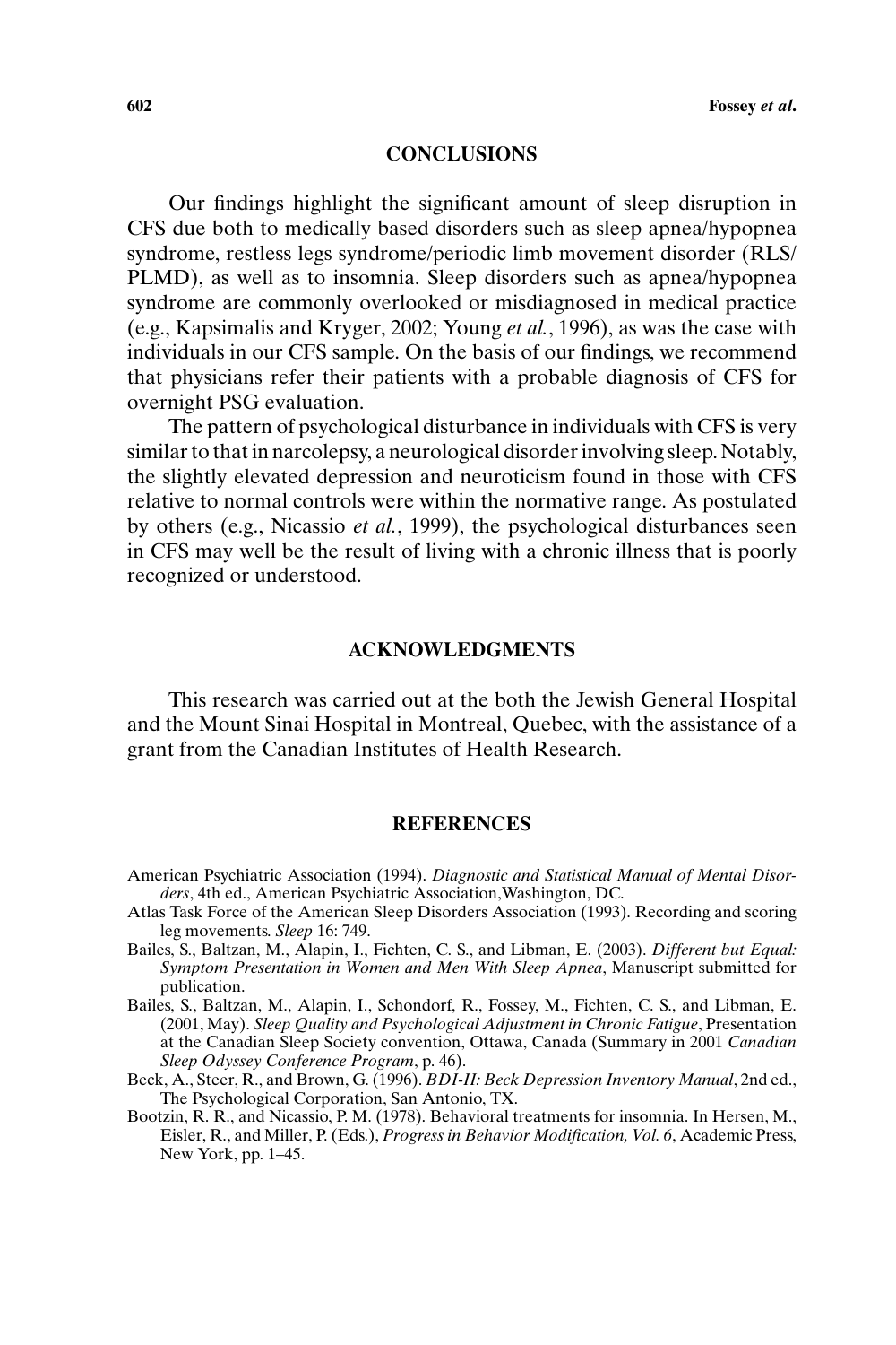## CONCLUSIONS

Our findings highlight the significant amount of sleep disruption in CFS due both to medically based disorders such as sleep apnea/hypopnea syndrome, restless legs syndrome/periodic limb movement disorder (RLS/PLMD), as well as to insomnia. Sleep disorders such as apnea/hypopnea syndrome are commonly overlooked or misdiagnosed in medical practice (e.g., Kapsimalis and Kryger, 2002; Young *et al.*, 1996), as was the case with individuals in our CFS sample. On the basis of our findings, we recommend that physicians refer their patients with a probable diagnosis of CFS for overnight PSG evaluation.

The pattern of psychological disturbance in individuals with CFS is very similar to that in narcolepsy, a neurological disorder involving sleep. Notably, the slightly elevated depression and neuroticism found in those with CFS relative to normal controls were within the normative range. As postulated by others (e.g., Nicassio *et al.*, 1999), the psychological disturbances seen in CFS may well be the result of living with a chronic illness that is poorly recognized or understood.

## ACKNOWLEDGMENTS

This research was carried out at the both the Jewish General Hospital and the Mount Sinai Hospital in Montreal, Quebec, with the assistance of a grant from the Canadian Institutes of Health Research.

## REFERENCES

American Psychiatric Association (1994). *Diagnostic and Statistical Manual of Mental Disorders*, 4th ed., American Psychiatric Association,Washington, DC.

Atlas Task Force of the American Sleep Disorders Association (1993). Recording and scoring leg movements. *Sleep* 16: 749.

Bailes, S., Baltzan, M., Alapin, I., Fichten, C. S., and Libman, E. (2003). *Different but Equal: Symptom Presentation in Women and Men With Sleep Apnea*, Manuscript submitted for publication.

Bailes, S., Baltzan, M., Alapin, I., Schondorf, R., Fossey, M., Fichten, C. S., and Libman, E. (2001, May). *Sleep Quality and Psychological Adjustment in Chronic Fatigue*, Presentation at the Canadian Sleep Society convention, Ottawa, Canada (Summary in 2001 *Canadian Sleep Odyssey Conference Program*, p. 46).

Beck, A., Steer, R., and Brown, G. (1996). *BDI-II: Beck Depression Inventory Manual*, 2nd ed., The Psychological Corporation, San Antonio, TX.

Bootzin, R. R., and Nicassio, P. M. (1978). Behavioral treatments for insomnia. In Hersen, M., Eisler, R., and Miller, P. (Eds.), *Progress in Behavior Modification, Vol. 6*, Academic Press, New York, pp. 1–45.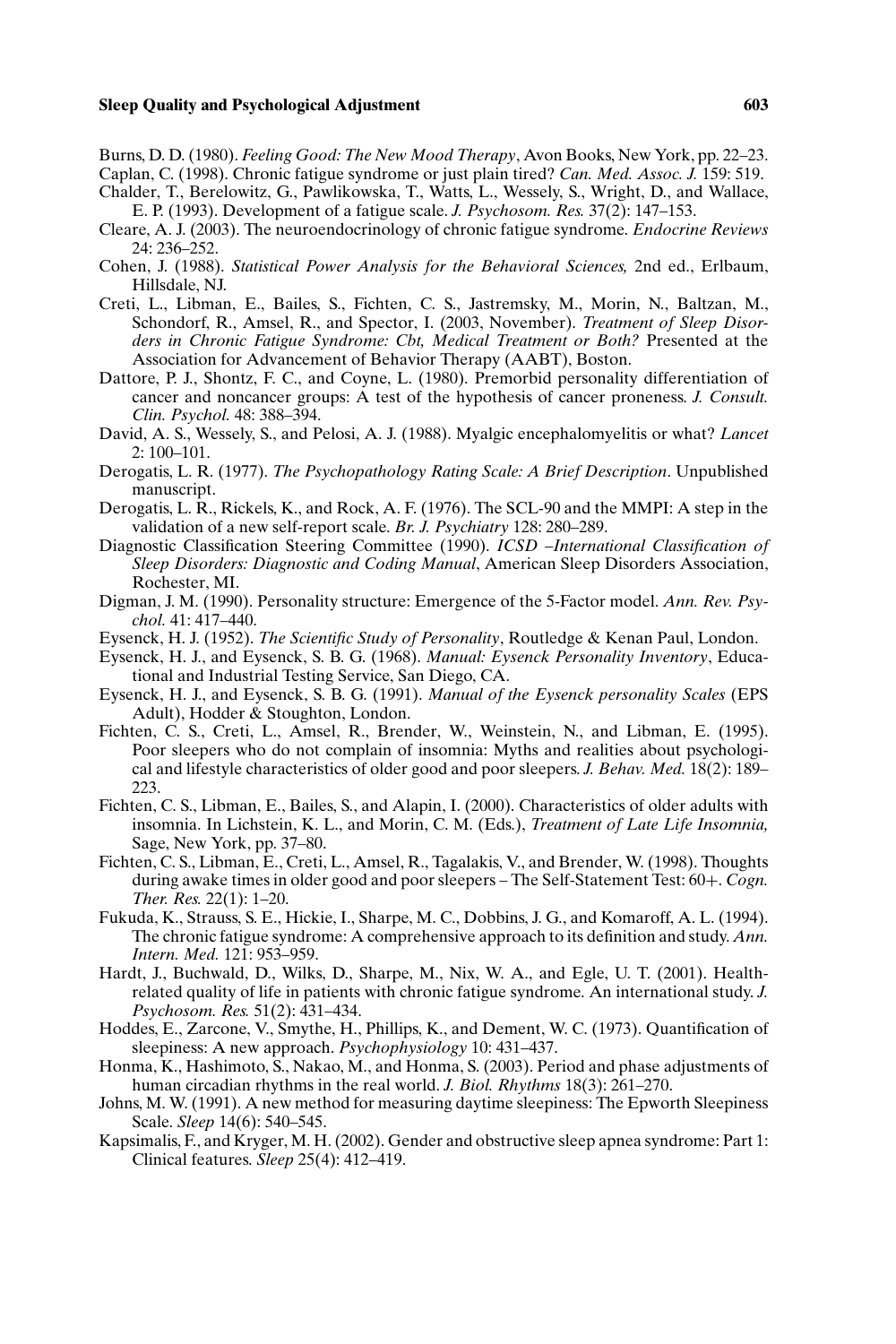Burns, D. D. (1980). *Feeling Good: The New Mood Therapy*, Avon Books, New York, pp. 22–23.

Caplan, C. (1998). Chronic fatigue syndrome or just plain tired? *Can. Med. Assoc. J.* 159: 519.

Chalder, T., Berelowitz, G., Pawlikowska, T., Watts, L., Wessely, S., Wright, D., and Wallace, E. P. (1993). Development of a fatigue scale. *J. Psychosom. Res.* 37(2): 147–153.

Cleare, A. J. (2003). The neuroendocrinology of chronic fatigue syndrome. *Endocrine Reviews* 24: 236–252.

Cohen, J. (1988). *Statistical Power Analysis for the Behavioral Sciences,* 2nd ed., Erlbaum, Hillsdale, NJ.

Creti, L., Libman, E., Bailes, S., Fichten, C. S., Jastremsky, M., Morin, N., Baltzan, M., Schondorf, R., Amsel, R., and Spector, I. (2003, November). *Treatment of Sleep Disorders in Chronic Fatigue Syndrome: Cbt, Medical Treatment or Both?* Presented at the Association for Advancement of Behavior Therapy (AABT), Boston.

Dattore, P. J., Shontz, F. C., and Coyne, L. (1980). Premorbid personality differentiation of cancer and noncancer groups: A test of the hypothesis of cancer proneness. *J. Consult. Clin. Psychol.* 48: 388–394.

David, A. S., Wessely, S., and Pelosi, A. J. (1988). Myalgic encephalomyelitis or what? *Lancet* 2: 100–101.

Derogatis, L. R. (1977). *The Psychopathology Rating Scale: A Brief Description*. Unpublished manuscript.

Derogatis, L. R., Rickels, K., and Rock, A. F. (1976). The SCL-90 and the MMPI: A step in the validation of a new self-report scale. *Br. J. Psychiatry* 128: 280–289.

Diagnostic Classification Steering Committee (1990). *ICSD –International Classification of Sleep Disorders: Diagnostic and Coding Manual*, American Sleep Disorders Association, Rochester, MI.

Digman, J. M. (1990). Personality structure: Emergence of the 5-Factor model. *Ann. Rev. Psychol.* 41: 417–440.

Eysenck, H. J. (1952). *The Scientific Study of Personality*, Routledge & Kenan Paul, London.

Eysenck, H. J., and Eysenck, S. B. G. (1968). *Manual: Eysenck Personality Inventory*, Educational and Industrial Testing Service, San Diego, CA.

Eysenck, H. J., and Eysenck, S. B. G. (1991). *Manual of the Eysenck personality Scales* (EPS Adult), Hodder & Stoughton, London.

Fichten, C. S., Creti, L., Amsel, R., Brender, W., Weinstein, N., and Libman, E. (1995). Poor sleepers who do not complain of insomnia: Myths and realities about psychological and lifestyle characteristics of older good and poor sleepers. *J. Behav. Med.* 18(2): 189–223.

Fichten, C. S., Libman, E., Bailes, S., and Alapin, I. (2000). Characteristics of older adults with insomnia. In Lichstein, K. L., and Morin, C. M. (Eds.), *Treatment of Late Life Insomnia,* Sage, New York, pp. 37–80.

Fichten, C. S., Libman, E., Creti, L., Amsel, R., Tagalakis, V., and Brender, W. (1998). Thoughts during awake times in older good and poor sleepers – The Self-Statement Test: 60+. *Cogn. Ther. Res.* 22(1): 1–20.

Fukuda, K., Strauss, S. E., Hickie, I., Sharpe, M. C., Dobbins, J. G., and Komaroff, A. L. (1994). The chronic fatigue syndrome: A comprehensive approach to its definition and study. *Ann. Intern. Med.* 121: 953–959.

Hardt, J., Buchwald, D., Wilks, D., Sharpe, M., Nix, W. A., and Egle, U. T. (2001). Health-related quality of life in patients with chronic fatigue syndrome. An international study. *J. Psychosom. Res.* 51(2): 431–434.

Hoddes, E., Zarcone, V., Smythe, H., Phillips, K., and Dement, W. C. (1973). Quantification of sleepiness: A new approach. *Psychophysiology* 10: 431–437.

Honma, K., Hashimoto, S., Nakao, M., and Honma, S. (2003). Period and phase adjustments of human circadian rhythms in the real world. *J. Biol. Rhythms* 18(3): 261–270.

Johns, M. W. (1991). A new method for measuring daytime sleepiness: The Epworth Sleepiness Scale. *Sleep* 14(6): 540–545.

Kapsimalis, F., and Kryger, M. H. (2002). Gender and obstructive sleep apnea syndrome: Part 1: Clinical features. *Sleep* 25(4): 412–419.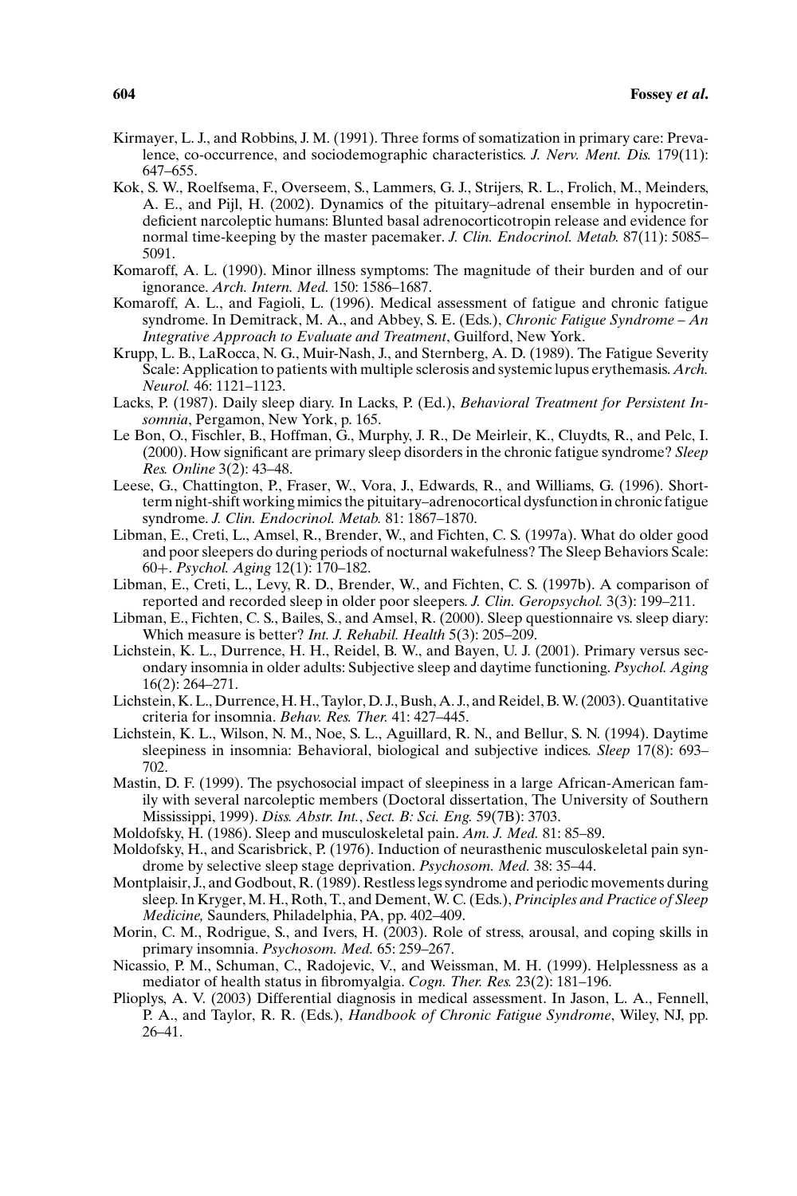Kirmayer, L. J., and Robbins, J. M. (1991). Three forms of somatization in primary care: Prevalence, co-occurrence, and sociodemographic characteristics. *J. Nerv. Ment. Dis.* 179(11): 647–655.

Kok, S. W., Roelfsema, F., Overseem, S., Lammers, G. J., Strijers, R. L., Frolich, M., Meinders, A. E., and Pijl, H. (2002). Dynamics of the pituitary–adrenal ensemble in hypocretin-deficient narcoleptic humans: Blunted basal adrenocorticotropin release and evidence for normal time-keeping by the master pacemaker. *J. Clin. Endocrinol. Metab.* 87(11): 5085–5091.

Komaroff, A. L. (1990). Minor illness symptoms: The magnitude of their burden and of our ignorance. *Arch. Intern. Med.* 150: 1586–1687.

Komaroff, A. L., and Fagioli, L. (1996). Medical assessment of fatigue and chronic fatigue syndrome. In Demitrack, M. A., and Abbey, S. E. (Eds.), *Chronic Fatigue Syndrome – An Integrative Approach to Evaluate and Treatment*, Guilford, New York.

Krupp, L. B., LaRocca, N. G., Muir-Nash, J., and Sternberg, A. D. (1989). The Fatigue Severity Scale: Application to patients with multiple sclerosis and systemic lupus erythemasis. *Arch. Neurol.* 46: 1121–1123.

Lacks, P. (1987). Daily sleep diary. In Lacks, P. (Ed.), *Behavioral Treatment for Persistent Insomnia*, Pergamon, New York, p. 165.

Le Bon, O., Fischler, B., Hoffman, G., Murphy, J. R., De Meirleir, K., Cluydts, R., and Pelc, I. (2000). How significant are primary sleep disorders in the chronic fatigue syndrome? *Sleep Res. Online* 3(2): 43–48.

Leese, G., Chattington, P., Fraser, W., Vora, J., Edwards, R., and Williams, G. (1996). Short-term night-shift working mimics the pituitary–adrenocortical dysfunction in chronic fatigue syndrome. *J. Clin. Endocrinol. Metab.* 81: 1867–1870.

Libman, E., Creti, L., Amsel, R., Brender, W., and Fichten, C. S. (1997a). What do older good and poor sleepers do during periods of nocturnal wakefulness? The Sleep Behaviors Scale: 60+. *Psychol. Aging* 12(1): 170–182.

Libman, E., Creti, L., Levy, R. D., Brender, W., and Fichten, C. S. (1997b). A comparison of reported and recorded sleep in older poor sleepers. *J. Clin. Geropsychol.* 3(3): 199–211.

Libman, E., Fichten, C. S., Bailes, S., and Amsel, R. (2000). Sleep questionnaire vs. sleep diary: Which measure is better? *Int. J. Rehabil. Health* 5(3): 205–209.

Lichstein, K. L., Durrence, H. H., Reidel, B. W., and Bayen, U. J. (2001). Primary versus secondary insomnia in older adults: Subjective sleep and daytime functioning. *Psychol. Aging* 16(2): 264–271.

Lichstein, K. L., Durrence, H. H., Taylor, D. J., Bush, A. J., and Reidel, B. W. (2003). Quantitative criteria for insomnia. *Behav. Res. Ther.* 41: 427–445.

Lichstein, K. L., Wilson, N. M., Noe, S. L., Aguillard, R. N., and Bellur, S. N. (1994). Daytime sleepiness in insomnia: Behavioral, biological and subjective indices. *Sleep* 17(8): 693–702.

Mastin, D. F. (1999). The psychosocial impact of sleepiness in a large African-American family with several narcoleptic members (Doctoral dissertation, The University of Southern Mississippi, 1999). *Diss. Abstr. Int., Sect. B: Sci. Eng.* 59(7B): 3703.

Moldofsky, H. (1986). Sleep and musculoskeletal pain. *Am. J. Med.* 81: 85–89.

Moldofsky, H., and Scarisbrick, P. (1976). Induction of neurasthenic musculoskeletal pain syndrome by selective sleep stage deprivation. *Psychosom. Med.* 38: 35–44.

Montplaisir, J., and Godbout, R. (1989). Restless legs syndrome and periodic movements during sleep. In Kryger, M. H., Roth, T., and Dement, W. C. (Eds.), *Principles and Practice of Sleep Medicine,* Saunders, Philadelphia, PA, pp. 402–409.

Morin, C. M., Rodrigue, S., and Ivers, H. (2003). Role of stress, arousal, and coping skills in primary insomnia. *Psychosom. Med.* 65: 259–267.

Nicassio, P. M., Schuman, C., Radojevic, V., and Weissman, M. H. (1999). Helplessness as a mediator of health status in fibromyalgia. *Cogn. Ther. Res.* 23(2): 181–196.

Plioplys, A. V. (2003) Differential diagnosis in medical assessment. In Jason, L. A., Fennell, P. A., and Taylor, R. R. (Eds.), *Handbook of Chronic Fatigue Syndrome*, Wiley, NJ, pp. 26–41.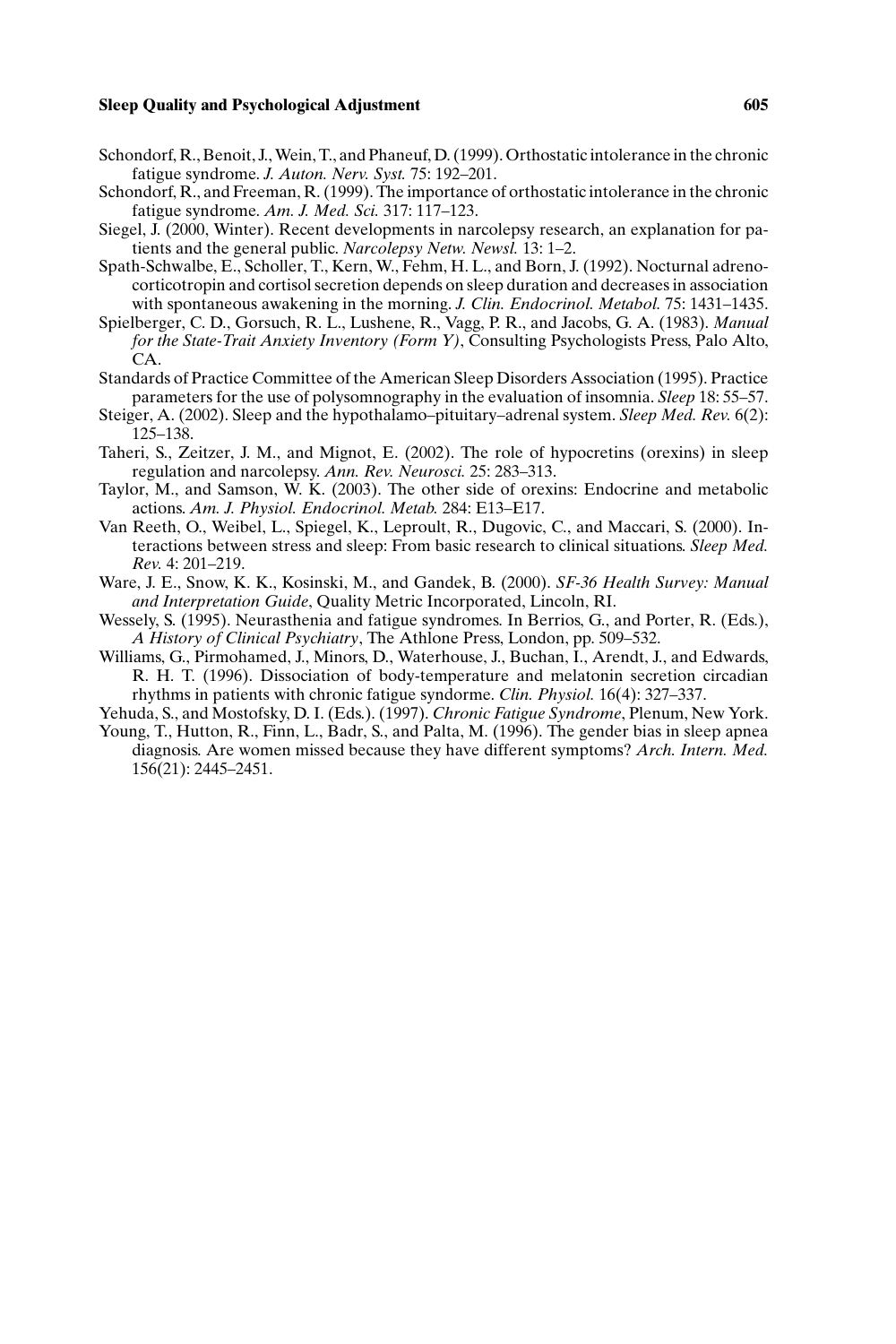Schondorf, R., Benoit, J., Wein, T., and Phaneuf, D. (1999). Orthostatic intolerance in the chronic fatigue syndrome. *J. Auton. Nerv. Syst.* 75: 192–201.

Schondorf, R., and Freeman, R. (1999). The importance of orthostatic intolerance in the chronic fatigue syndrome. *Am. J. Med. Sci.* 317: 117–123.

Siegel, J. (2000, Winter). Recent developments in narcolepsy research, an explanation for patients and the general public. *Narcolepsy Netw. Newsl.* 13: 1–2.

Spath-Schwalbe, E., Scholler, T., Kern, W., Fehm, H. L., and Born, J. (1992). Nocturnal adrenocorticotropin and cortisol secretion depends on sleep duration and decreases in association with spontaneous awakening in the morning. *J. Clin. Endocrinol. Metabol.* 75: 1431–1435.

Spielberger, C. D., Gorsuch, R. L., Lushene, R., Vagg, P. R., and Jacobs, G. A. (1983). *Manual for the State-Trait Anxiety Inventory (Form Y)*, Consulting Psychologists Press, Palo Alto, CA.

Standards of Practice Committee of the American Sleep Disorders Association (1995). Practice parameters for the use of polysomnography in the evaluation of insomnia. *Sleep* 18: 55–57.

Steiger, A. (2002). Sleep and the hypothalamo–pituitary–adrenal system. *Sleep Med. Rev.* 6(2): 125–138.

Taheri, S., Zeitzer, J. M., and Mignot, E. (2002). The role of hypocretins (orexins) in sleep regulation and narcolepsy. *Ann. Rev. Neurosci.* 25: 283–313.

Taylor, M., and Samson, W. K. (2003). The other side of orexins: Endocrine and metabolic actions. *Am. J. Physiol. Endocrinol. Metab.* 284: E13–E17.

Van Reeth, O., Weibel, L., Spiegel, K., Leproult, R., Dugovic, C., and Maccari, S. (2000). Interactions between stress and sleep: From basic research to clinical situations. *Sleep Med. Rev.* 4: 201–219.

Ware, J. E., Snow, K. K., Kosinski, M., and Gandek, B. (2000). *SF-36 Health Survey: Manual and Interpretation Guide*, Quality Metric Incorporated, Lincoln, RI.

Wessely, S. (1995). Neurasthenia and fatigue syndromes. In Berrios, G., and Porter, R. (Eds.), *A History of Clinical Psychiatry*, The Athlone Press, London, pp. 509–532.

Williams, G., Pirmohamed, J., Minors, D., Waterhouse, J., Buchan, I., Arendt, J., and Edwards, R. H. T. (1996). Dissociation of body-temperature and melatonin secretion circadian rhythms in patients with chronic fatigue syndorme. *Clin. Physiol.* 16(4): 327–337.

Yehuda, S., and Mostofsky, D. I. (Eds.). (1997). *Chronic Fatigue Syndrome*, Plenum, New York.

Young, T., Hutton, R., Finn, L., Badr, S., and Palta, M. (1996). The gender bias in sleep apnea diagnosis. Are women missed because they have different symptoms? *Arch. Intern. Med.* 156(21): 2445–2451.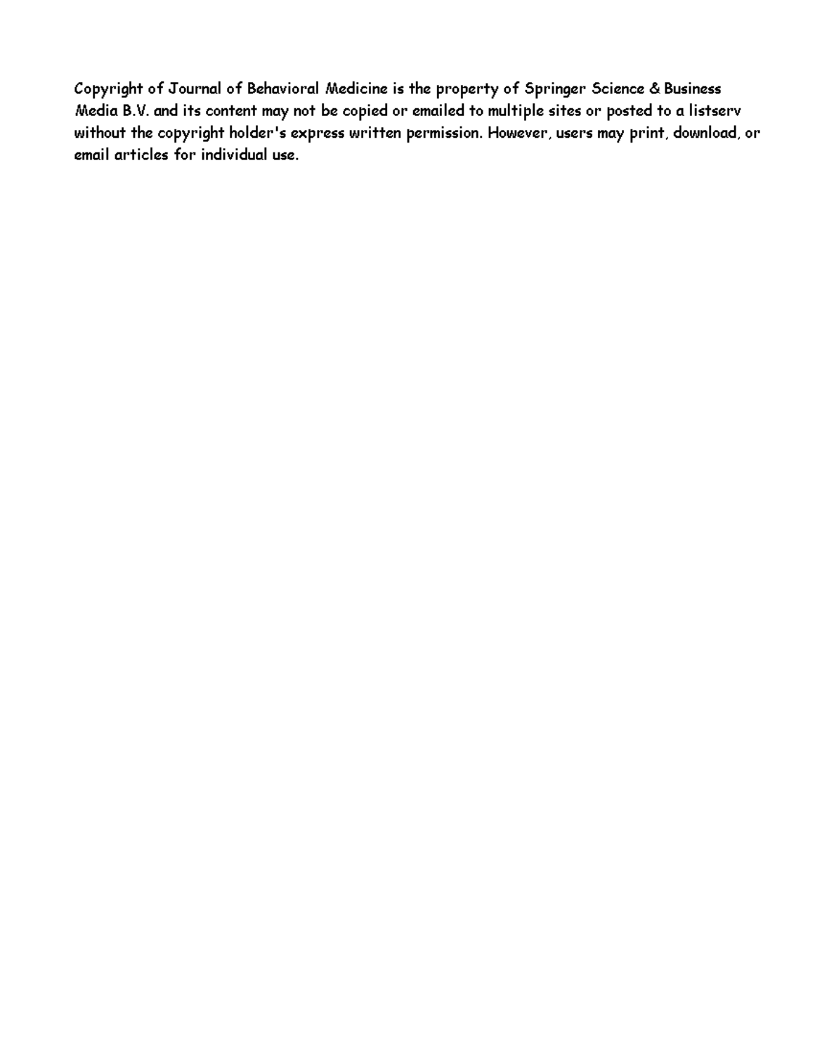Copyright of Journal of Behavioral Medicine is the property of Springer Science & Business Media B.V. and its content may not be copied or emailed to multiple sites or posted to a listserv without the copyright holder's express written permission. However, users may print, download, or email articles for individual use.